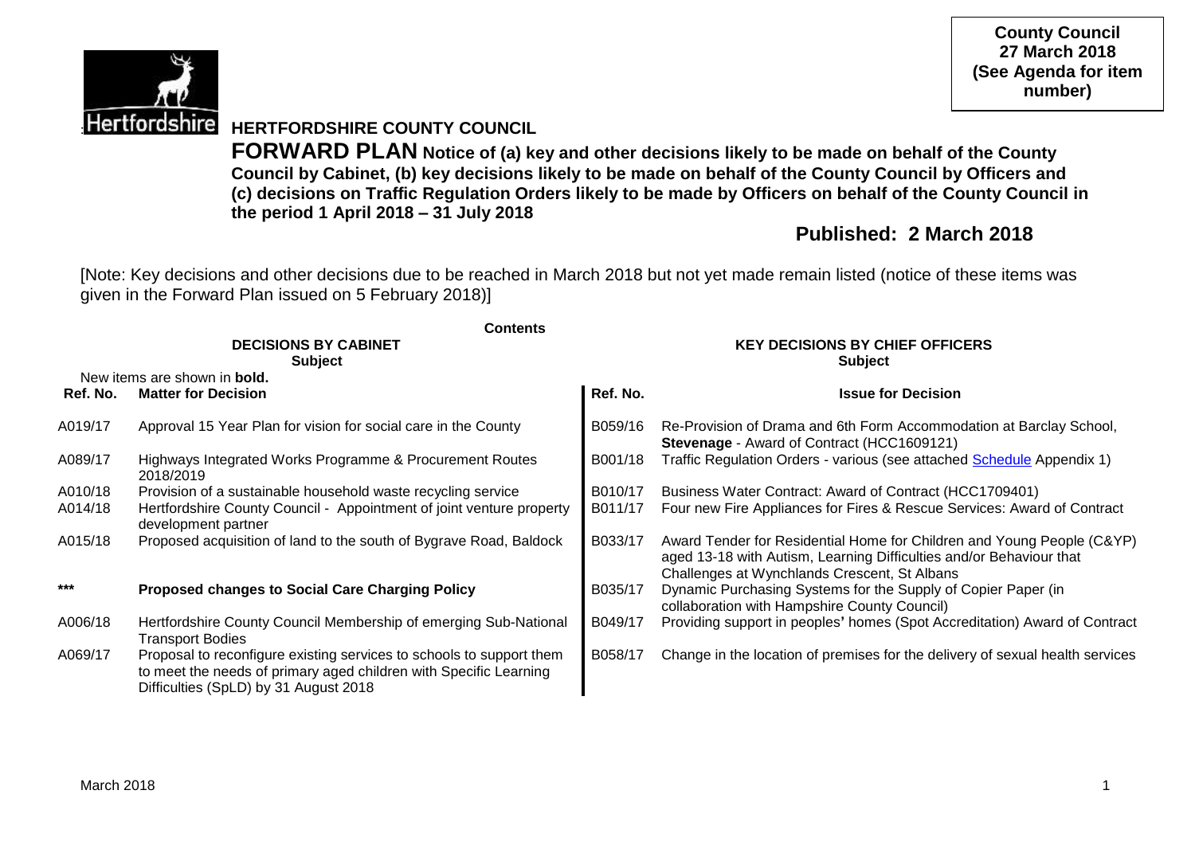**County Council**
**27 March 2018**
**(See Agenda for item number)**

# HERTFORDSHIRE COUNTY COUNCIL

**FORWARD PLAN Notice of (a) key and other decisions likely to be made on behalf of the County Council by Cabinet, (b) key decisions likely to be made on behalf of the County Council by Officers and (c) decisions on Traffic Regulation Orders likely to be made by Officers on behalf of the County Council in the period 1 April 2018 – 31 July 2018**

## Published: 2 March 2018

[Note: Key decisions and other decisions due to be reached in March 2018 but not yet made remain listed (notice of these items was given in the Forward Plan issued on 5 February 2018)]

**Contents**

### DECISIONS BY CABINET

**Subject**

New items are shown in **bold**.

| Ref. No. | Matter for Decision |
|---|---|
| A019/17 | Approval 15 Year Plan for vision for social care in the County |
| A089/17 | Highways Integrated Works Programme & Procurement Routes 2018/2019 |
| A010/18 | Provision of a sustainable household waste recycling service |
| A014/18 | Hertfordshire County Council - Appointment of joint venture property development partner |
| A015/18 | Proposed acquisition of land to the south of Bygrave Road, Baldock |
| *** | **Proposed changes to Social Care Charging Policy** |
| A006/18 | Hertfordshire County Council Membership of emerging Sub-National Transport Bodies |
| A069/17 | Proposal to reconfigure existing services to schools to support them to meet the needs of primary aged children with Specific Learning Difficulties (SpLD) by 31 August 2018 |

### KEY DECISIONS BY CHIEF OFFICERS

**Subject**

| Ref. No. | Issue for Decision |
|---|---|
| B059/16 | Re-Provision of Drama and 6th Form Accommodation at Barclay School, **Stevenage** - Award of Contract (HCC1609121) |
| B001/18 | Traffic Regulation Orders - various (see attached Schedule Appendix 1) |
| B010/17 | Business Water Contract: Award of Contract (HCC1709401) |
| B011/17 | Four new Fire Appliances for Fires & Rescue Services: Award of Contract |
| B033/17 | Award Tender for Residential Home for Children and Young People (C&YP) aged 13-18 with Autism, Learning Difficulties and/or Behaviour that Challenges at Wynchlands Crescent, St Albans |
| B035/17 | Dynamic Purchasing Systems for the Supply of Copier Paper (in collaboration with Hampshire County Council) |
| B049/17 | Providing support in peoples' homes (Spot Accreditation) Award of Contract |
| B058/17 | Change in the location of premises for the delivery of sexual health services |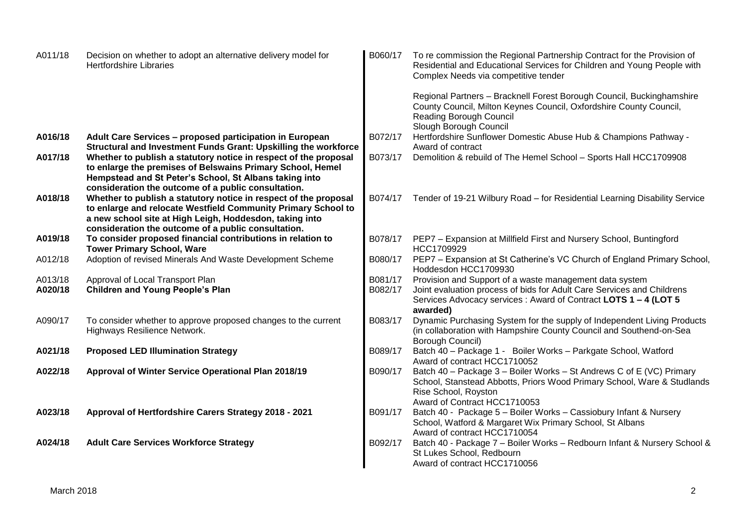| | |
|---|---|
| A011/18 | Decision on whether to adopt an alternative delivery model for Hertfordshire Libraries |
| **A016/18** | **Adult Care Services – proposed participation in European Structural and Investment Funds Grant: Upskilling the workforce** |
| **A017/18** | **Whether to publish a statutory notice in respect of the proposal to enlarge the premises of Belswains Primary School, Hemel Hempstead and St Peter's School, St Albans taking into consideration the outcome of a public consultation.** |
| **A018/18** | **Whether to publish a statutory notice in respect of the proposal to enlarge and relocate Westfield Community Primary School to a new school site at High Leigh, Hoddesdon, taking into consideration the outcome of a public consultation.** |
| **A019/18** | **To consider proposed financial contributions in relation to Tower Primary School, Ware** |
| A012/18 | Adoption of revised Minerals And Waste Development Scheme |
| A013/18 | Approval of Local Transport Plan |
| **A020/18** | **Children and Young People's Plan** |
| A090/17 | To consider whether to approve proposed changes to the current Highways Resilience Network. |
| **A021/18** | **Proposed LED Illumination Strategy** |
| **A022/18** | **Approval of Winter Service Operational Plan 2018/19** |
| **A023/18** | **Approval of Hertfordshire Carers Strategy 2018 - 2021** |
| **A024/18** | **Adult Care Services Workforce Strategy** |

| | |
|---|---|
| B060/17 | To re commission the Regional Partnership Contract for the Provision of Residential and Educational Services for Children and Young People with Complex Needs via competitive tender<br><br>Regional Partners – Bracknell Forest Borough Council, Buckinghamshire County Council, Milton Keynes Council, Oxfordshire County Council, Reading Borough Council<br>Slough Borough Council |
| B072/17 | Hertfordshire Sunflower Domestic Abuse Hub & Champions Pathway - Award of contract |
| B073/17 | Demolition & rebuild of The Hemel School – Sports Hall HCC1709908 |
| B074/17 | Tender of 19-21 Wilbury Road – for Residential Learning Disability Service |
| B078/17 | PEP7 – Expansion at Millfield First and Nursery School, Buntingford HCC1709929 |
| B080/17 | PEP7 – Expansion at St Catherine's VC Church of England Primary School, Hoddesdon HCC1709930 |
| B081/17 | Provision and Support of a waste management data system |
| B082/17 | Joint evaluation process of bids for Adult Care Services and Childrens Services Advocacy services : Award of Contract **LOTS 1 – 4 (LOT 5 awarded)** |
| B083/17 | Dynamic Purchasing System for the supply of Independent Living Products (in collaboration with Hampshire County Council and Southend-on-Sea Borough Council) |
| B089/17 | Batch 40 – Package 1 - Boiler Works – Parkgate School, Watford<br>Award of contract HCC1710052 |
| B090/17 | Batch 40 – Package 3 – Boiler Works – St Andrews C of E (VC) Primary School, Stanstead Abbotts, Priors Wood Primary School, Ware & Studlands Rise School, Royston<br>Award of Contract HCC1710053 |
| B091/17 | Batch 40 - Package 5 – Boiler Works – Cassiobury Infant & Nursery School, Watford & Margaret Wix Primary School, St Albans<br>Award of contract HCC1710054 |
| B092/17 | Batch 40 - Package 7 – Boiler Works – Redbourn Infant & Nursery School & St Lukes School, Redbourn<br>Award of contract HCC1710056 |

March 2018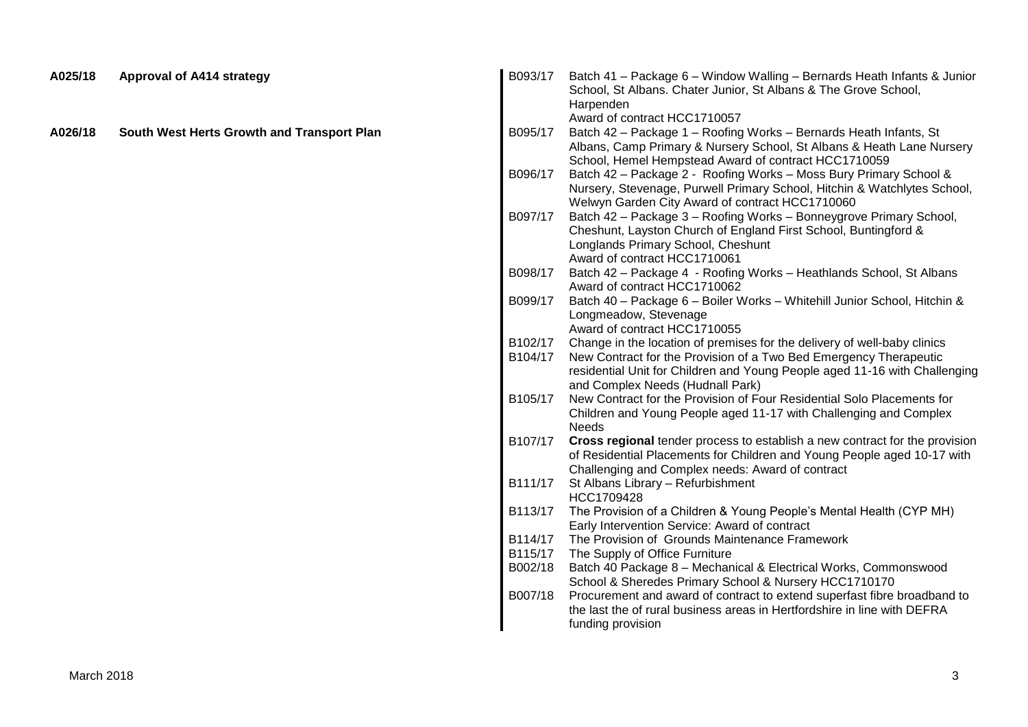**A025/18 Approval of A414 strategy**

**A026/18 South West Herts Growth and Transport Plan**

| | |
|---|---|
| B093/17 | Batch 41 – Package 6 – Window Walling – Bernards Heath Infants & Junior School, St Albans. Chater Junior, St Albans & The Grove School, Harpenden<br>Award of contract HCC1710057 |
| B095/17 | Batch 42 – Package 1 – Roofing Works – Bernards Heath Infants, St Albans, Camp Primary & Nursery School, St Albans & Heath Lane Nursery School, Hemel Hempstead Award of contract HCC1710059 |
| B096/17 | Batch 42 – Package 2 - Roofing Works – Moss Bury Primary School & Nursery, Stevenage, Purwell Primary School, Hitchin & Watchlytes School, Welwyn Garden City Award of contract HCC1710060 |
| B097/17 | Batch 42 – Package 3 – Roofing Works – Bonneygrove Primary School, Cheshunt, Layston Church of England First School, Buntingford & Longlands Primary School, Cheshunt<br>Award of contract HCC1710061 |
| B098/17 | Batch 42 – Package 4 - Roofing Works – Heathlands School, St Albans<br>Award of contract HCC1710062 |
| B099/17 | Batch 40 – Package 6 – Boiler Works – Whitehill Junior School, Hitchin & Longmeadow, Stevenage<br>Award of contract HCC1710055 |
| B102/17 | Change in the location of premises for the delivery of well-baby clinics |
| B104/17 | New Contract for the Provision of a Two Bed Emergency Therapeutic residential Unit for Children and Young People aged 11-16 with Challenging and Complex Needs (Hudnall Park) |
| B105/17 | New Contract for the Provision of Four Residential Solo Placements for Children and Young People aged 11-17 with Challenging and Complex Needs |
| B107/17 | **Cross regional** tender process to establish a new contract for the provision of Residential Placements for Children and Young People aged 10-17 with Challenging and Complex needs: Award of contract |
| B111/17 | St Albans Library – Refurbishment<br>HCC1709428 |
| B113/17 | The Provision of a Children & Young People's Mental Health (CYP MH) Early Intervention Service: Award of contract |
| B114/17 | The Provision of Grounds Maintenance Framework |
| B115/17 | The Supply of Office Furniture |
| B002/18 | Batch 40 Package 8 – Mechanical & Electrical Works, Commonswood School & Sheredes Primary School & Nursery HCC1710170 |
| B007/18 | Procurement and award of contract to extend superfast fibre broadband to the last the of rural business areas in Hertfordshire in line with DEFRA funding provision |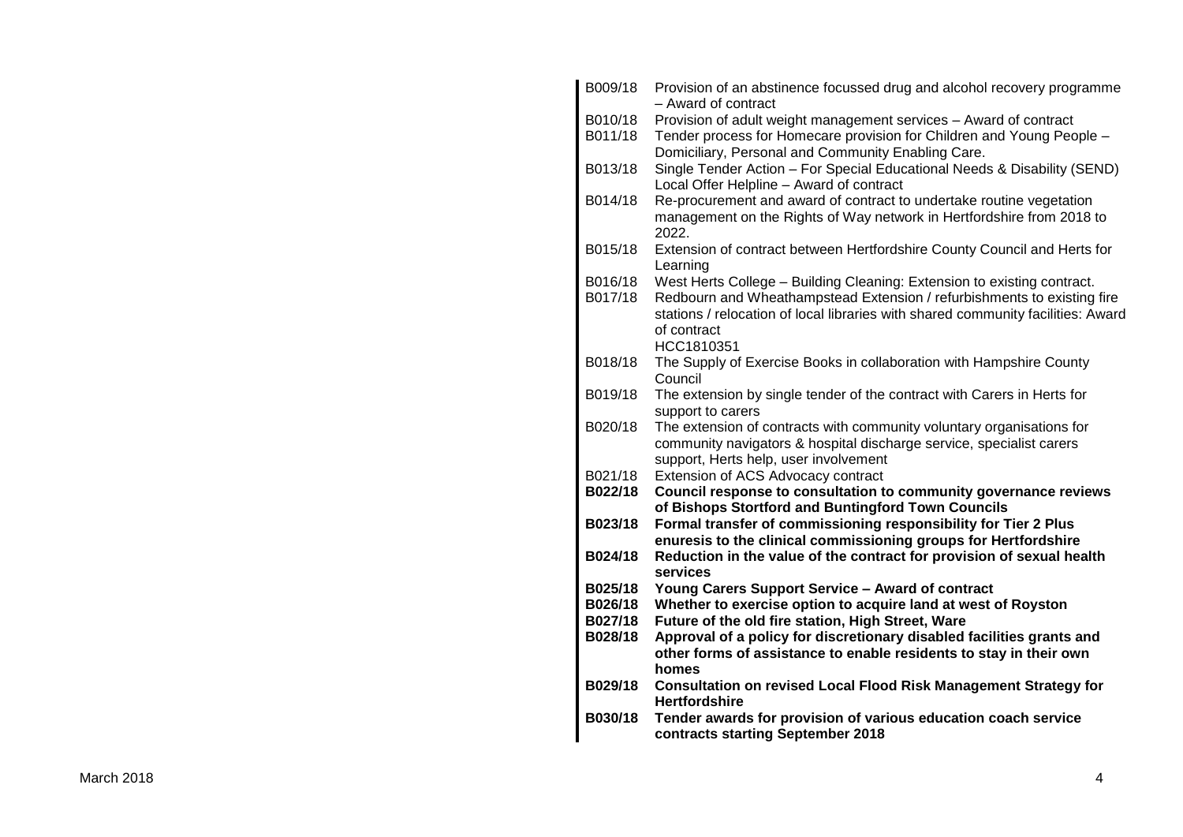| | |
|---|---|
| B009/18 | Provision of an abstinence focussed drug and alcohol recovery programme – Award of contract |
| B010/18 | Provision of adult weight management services – Award of contract |
| B011/18 | Tender process for Homecare provision for Children and Young People – Domiciliary, Personal and Community Enabling Care. |
| B013/18 | Single Tender Action – For Special Educational Needs & Disability (SEND) Local Offer Helpline – Award of contract |
| B014/18 | Re-procurement and award of contract to undertake routine vegetation management on the Rights of Way network in Hertfordshire from 2018 to 2022. |
| B015/18 | Extension of contract between Hertfordshire County Council and Herts for Learning |
| B016/18 | West Herts College – Building Cleaning: Extension to existing contract. |
| B017/18 | Redbourn and Wheathampstead Extension / refurbishments to existing fire stations / relocation of local libraries with shared community facilities: Award of contract HCC1810351 |
| B018/18 | The Supply of Exercise Books in collaboration with Hampshire County Council |
| B019/18 | The extension by single tender of the contract with Carers in Herts for support to carers |
| B020/18 | The extension of contracts with community voluntary organisations for community navigators & hospital discharge service, specialist carers support, Herts help, user involvement |
| B021/18 | Extension of ACS Advocacy contract |
| **B022/18** | **Council response to consultation to community governance reviews of Bishops Stortford and Buntingford Town Councils** |
| **B023/18** | **Formal transfer of commissioning responsibility for Tier 2 Plus enuresis to the clinical commissioning groups for Hertfordshire** |
| **B024/18** | **Reduction in the value of the contract for provision of sexual health services** |
| **B025/18** | **Young Carers Support Service – Award of contract** |
| **B026/18** | **Whether to exercise option to acquire land at west of Royston** |
| **B027/18** | **Future of the old fire station, High Street, Ware** |
| **B028/18** | **Approval of a policy for discretionary disabled facilities grants and other forms of assistance to enable residents to stay in their own homes** |
| **B029/18** | **Consultation on revised Local Flood Risk Management Strategy for Hertfordshire** |
| **B030/18** | **Tender awards for provision of various education coach service contracts starting September 2018** |

March 2018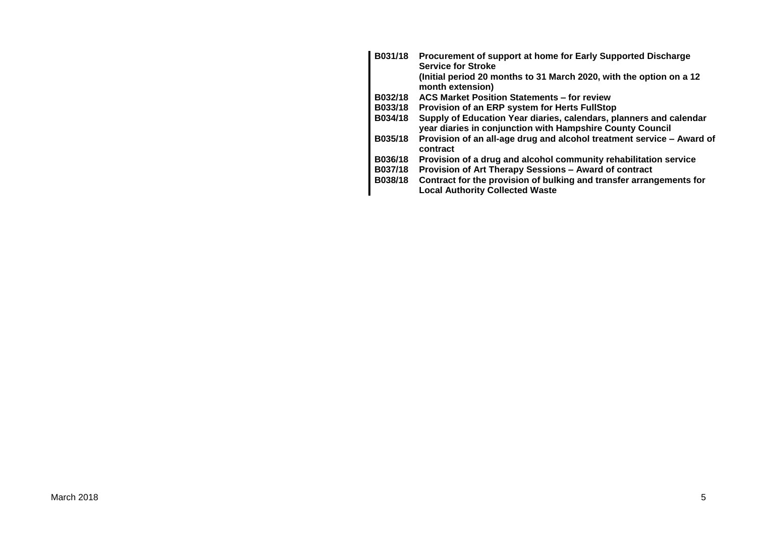| | |
|---|---|
| **B031/18** | **Procurement of support at home for Early Supported Discharge Service for Stroke**<br>**(Initial period 20 months to 31 March 2020, with the option on a 12 month extension)** |
| **B032/18** | **ACS Market Position Statements – for review** |
| **B033/18** | **Provision of an ERP system for Herts FullStop** |
| **B034/18** | **Supply of Education Year diaries, calendars, planners and calendar year diaries in conjunction with Hampshire County Council** |
| **B035/18** | **Provision of an all-age drug and alcohol treatment service – Award of contract** |
| **B036/18** | **Provision of a drug and alcohol community rehabilitation service** |
| **B037/18** | **Provision of Art Therapy Sessions – Award of contract** |
| **B038/18** | **Contract for the provision of bulking and transfer arrangements for Local Authority Collected Waste** |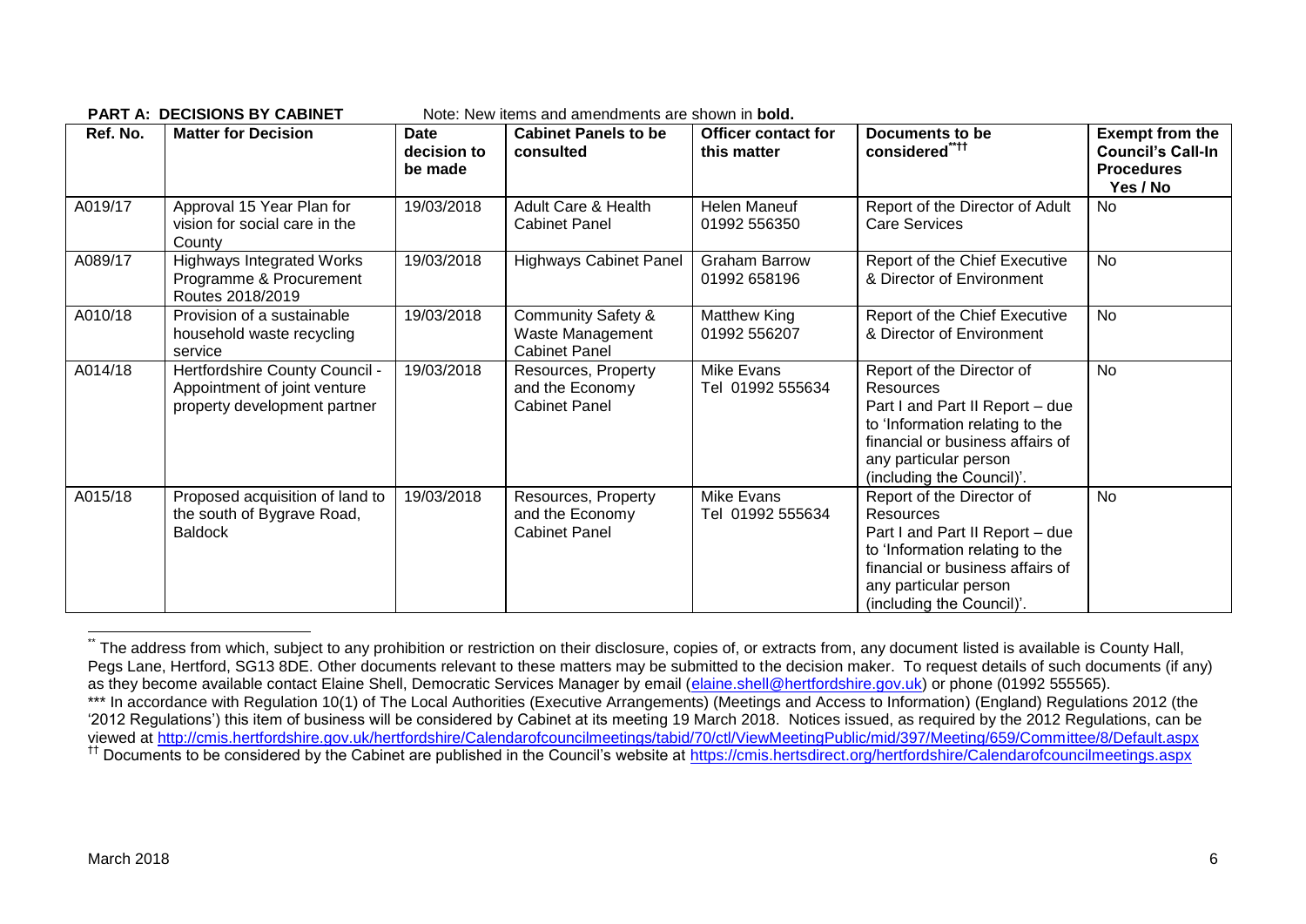**PART A: DECISIONS BY CABINET** Note: New items and amendments are shown in **bold.**

| Ref. No. | Matter for Decision | Date decision to be made | Cabinet Panels to be consulted | Officer contact for this matter | Documents to be considered[\*\*††] | Exempt from the Council's Call-In Procedures Yes / No |
|---|---|---|---|---|---|---|
| A019/17 | Approval 15 Year Plan for vision for social care in the County | 19/03/2018 | Adult Care & Health Cabinet Panel | Helen Maneuf 01992 556350 | Report of the Director of Adult Care Services | No |
| A089/17 | Highways Integrated Works Programme & Procurement Routes 2018/2019 | 19/03/2018 | Highways Cabinet Panel | Graham Barrow 01992 658196 | Report of the Chief Executive & Director of Environment | No |
| A010/18 | Provision of a sustainable household waste recycling service | 19/03/2018 | Community Safety & Waste Management Cabinet Panel | Matthew King 01992 556207 | Report of the Chief Executive & Director of Environment | No |
| A014/18 | Hertfordshire County Council - Appointment of joint venture property development partner | 19/03/2018 | Resources, Property and the Economy Cabinet Panel | Mike Evans Tel 01992 555634 | Report of the Director of Resources Part I and Part II Report – due to 'Information relating to the financial or business affairs of any particular person (including the Council)'. | No |
| A015/18 | Proposed acquisition of land to the south of Bygrave Road, Baldock | 19/03/2018 | Resources, Property and the Economy Cabinet Panel | Mike Evans Tel 01992 555634 | Report of the Director of Resources Part I and Part II Report – due to 'Information relating to the financial or business affairs of any particular person (including the Council)'. | No |

[\*\*] The address from which, subject to any prohibition or restriction on their disclosure, copies of, or extracts from, any document listed is available is County Hall, Pegs Lane, Hertford, SG13 8DE. Other documents relevant to these matters may be submitted to the decision maker. To request details of such documents (if any) as they become available contact Elaine Shell, Democratic Services Manager by email (elaine.shell@hertfordshire.gov.uk) or phone (01992 555565).

\*\*\* In accordance with Regulation 10(1) of The Local Authorities (Executive Arrangements) (Meetings and Access to Information) (England) Regulations 2012 (the '2012 Regulations') this item of business will be considered by Cabinet at its meeting 19 March 2018. Notices issued, as required by the 2012 Regulations, can be viewed at http://cmis.hertfordshire.gov.uk/hertfordshire/Calendarofcouncilmeetings/tabid/70/ctl/ViewMeetingPublic/mid/397/Meeting/659/Committee/8/Default.aspx

[††] Documents to be considered by the Cabinet are published in the Council's website at https://cmis.hertsdirect.org/hertfordshire/Calendarofcouncilmeetings.aspx

March 2018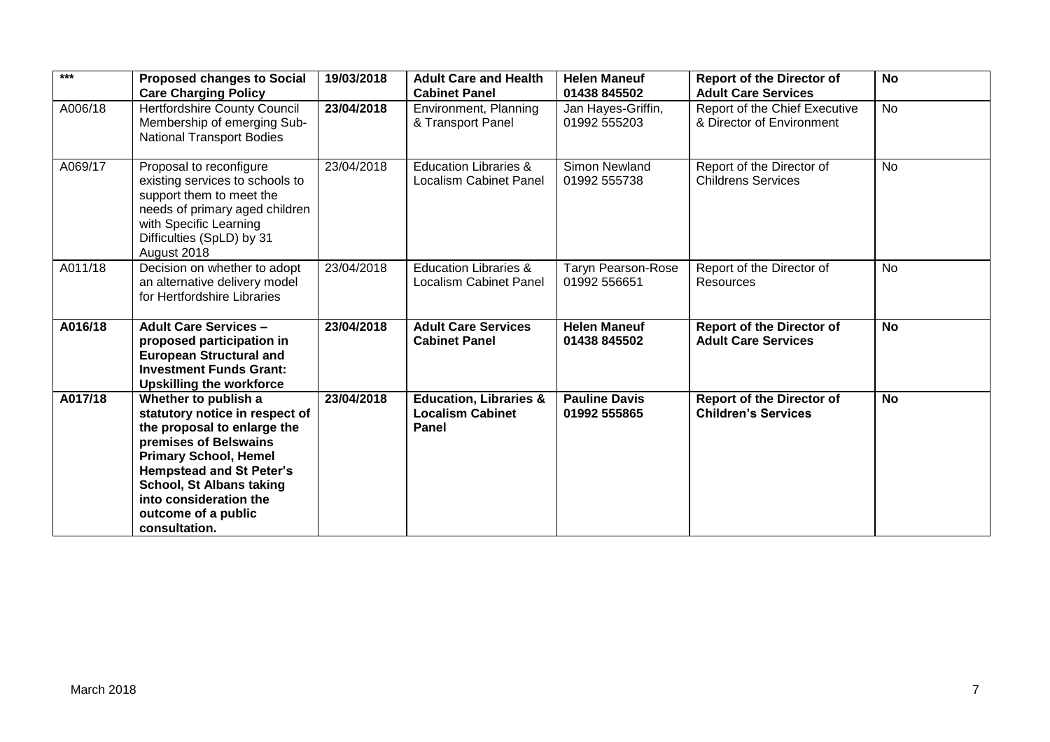| *** | **Proposed changes to Social Care Charging Policy** | 19/03/2018 | **Adult Care and Health Cabinet Panel** | **Helen Maneuf 01438 845502** | **Report of the Director of Adult Care Services** | **No** |
|---|---|---|---|---|---|---|
| A006/18 | Hertfordshire County Council Membership of emerging Sub-National Transport Bodies | **23/04/2018** | Environment, Planning & Transport Panel | Jan Hayes-Griffin, 01992 555203 | Report of the Chief Executive & Director of Environment | No |
| A069/17 | Proposal to reconfigure existing services to schools to support them to meet the needs of primary aged children with Specific Learning Difficulties (SpLD) by 31 August 2018 | 23/04/2018 | Education Libraries & Localism Cabinet Panel | Simon Newland 01992 555738 | Report of the Director of Childrens Services | No |
| A011/18 | Decision on whether to adopt an alternative delivery model for Hertfordshire Libraries | 23/04/2018 | Education Libraries & Localism Cabinet Panel | Taryn Pearson-Rose 01992 556651 | Report of the Director of Resources | No |
| **A016/18** | **Adult Care Services – proposed participation in European Structural and Investment Funds Grant: Upskilling the workforce** | **23/04/2018** | **Adult Care Services Cabinet Panel** | **Helen Maneuf 01438 845502** | **Report of the Director of Adult Care Services** | **No** |
| **A017/18** | **Whether to publish a statutory notice in respect of the proposal to enlarge the premises of Belswains Primary School, Hemel Hempstead and St Peter's School, St Albans taking into consideration the outcome of a public consultation.** | **23/04/2018** | **Education, Libraries & Localism Cabinet Panel** | **Pauline Davis 01992 555865** | **Report of the Director of Children's Services** | **No** |

March 2018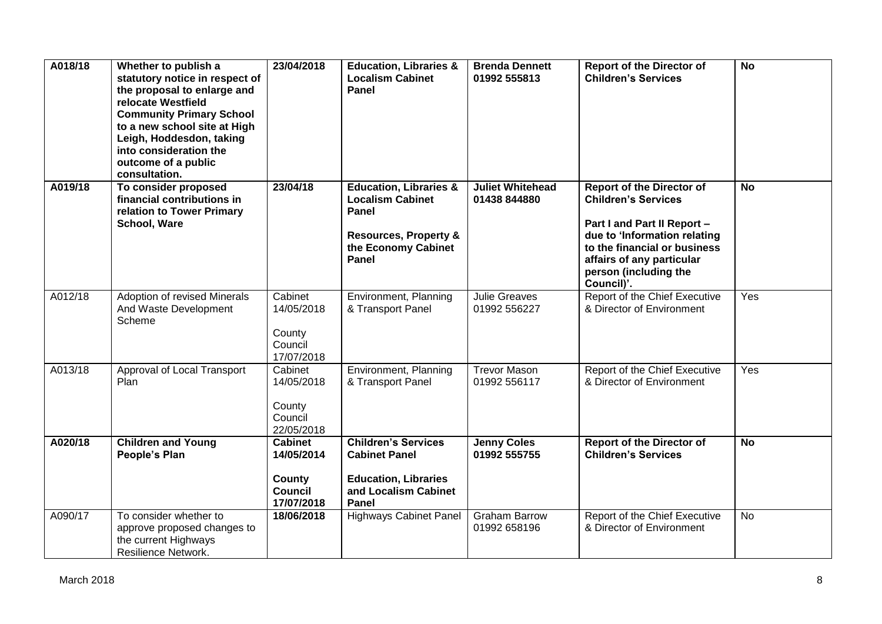| A018/18 | **Whether to publish a statutory notice in respect of the proposal to enlarge and relocate Westfield Community Primary School to a new school site at High Leigh, Hoddesdon, taking into consideration the outcome of a public consultation.** | **23/04/2018** | **Education, Libraries & Localism Cabinet Panel** | **Brenda Dennett 01992 555813** | **Report of the Director of Children's Services** | **No** |
|---|---|---|---|---|---|---|
| **A019/18** | **To consider proposed financial contributions in relation to Tower Primary School, Ware** | **23/04/18** | **Education, Libraries & Localism Cabinet Panel**<br><br>**Resources, Property & the Economy Cabinet Panel** | **Juliet Whitehead 01438 844880** | **Report of the Director of Children's Services**<br><br>**Part I and Part II Report – due to 'Information relating to the financial or business affairs of any particular person (including the Council)'.** | **No** |
| A012/18 | Adoption of revised Minerals And Waste Development Scheme | Cabinet 14/05/2018<br><br>County Council 17/07/2018 | Environment, Planning & Transport Panel | Julie Greaves 01992 556227 | Report of the Chief Executive & Director of Environment | Yes |
| A013/18 | Approval of Local Transport Plan | Cabinet 14/05/2018<br><br>County Council 22/05/2018 | Environment, Planning & Transport Panel | Trevor Mason 01992 556117 | Report of the Chief Executive & Director of Environment | Yes |
| **A020/18** | **Children and Young People's Plan** | **Cabinet 14/05/2014**<br><br>**County Council 17/07/2018** | **Children's Services Cabinet Panel**<br><br>**Education, Libraries and Localism Cabinet Panel** | **Jenny Coles 01992 555755** | **Report of the Director of Children's Services** | **No** |
| A090/17 | To consider whether to approve proposed changes to the current Highways Resilience Network. | **18/06/2018** | Highways Cabinet Panel | Graham Barrow 01992 658196 | Report of the Chief Executive & Director of Environment | No |

March 2018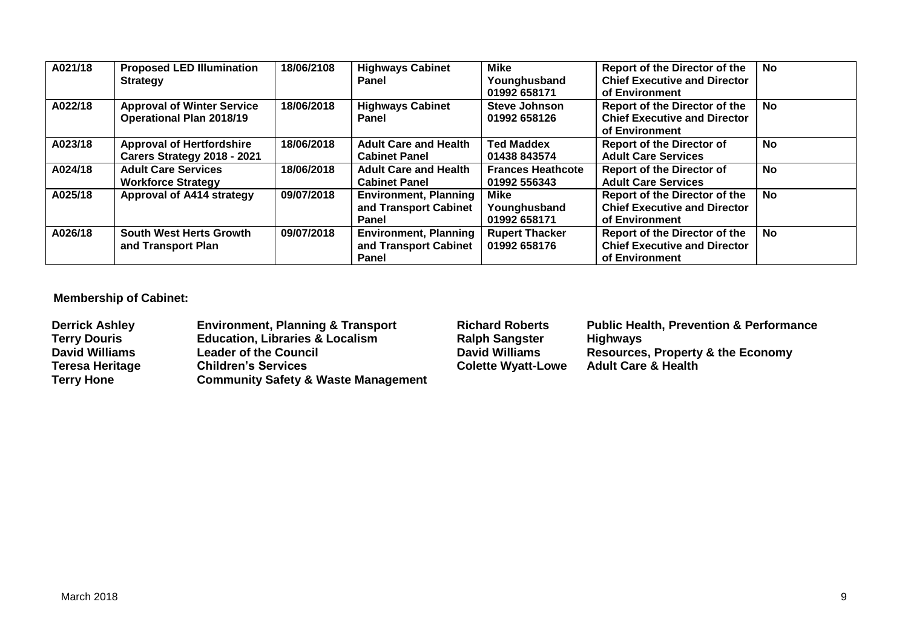| A021/18 | Proposed LED Illumination Strategy | 18/06/2108 | Highways Cabinet Panel | Mike Younghusband 01992 658171 | Report of the Director of the Chief Executive and Director of Environment | No |
|---|---|---|---|---|---|---|
| A022/18 | Approval of Winter Service Operational Plan 2018/19 | 18/06/2018 | Highways Cabinet Panel | Steve Johnson 01992 658126 | Report of the Director of the Chief Executive and Director of Environment | No |
| A023/18 | Approval of Hertfordshire Carers Strategy 2018 - 2021 | 18/06/2018 | Adult Care and Health Cabinet Panel | Ted Maddex 01438 843574 | Report of the Director of Adult Care Services | No |
| A024/18 | Adult Care Services Workforce Strategy | 18/06/2018 | Adult Care and Health Cabinet Panel | Frances Heathcote 01992 556343 | Report of the Director of Adult Care Services | No |
| A025/18 | Approval of A414 strategy | 09/07/2018 | Environment, Planning and Transport Cabinet Panel | Mike Younghusband 01992 658171 | Report of the Director of the Chief Executive and Director of Environment | No |
| A026/18 | South West Herts Growth and Transport Plan | 09/07/2018 | Environment, Planning and Transport Cabinet Panel | Rupert Thacker 01992 658176 | Report of the Director of the Chief Executive and Director of Environment | No |

**Membership of Cabinet:**

| | | | |
|---|---|---|---|
| **Derrick Ashley** | **Environment, Planning & Transport** | **Richard Roberts** | **Public Health, Prevention & Performance** |
| **Terry Douris** | **Education, Libraries & Localism** | **Ralph Sangster** | **Highways** |
| **David Williams** | **Leader of the Council** | **David Williams** | **Resources, Property & the Economy** |
| **Teresa Heritage** | **Children's Services** | **Colette Wyatt-Lowe** | **Adult Care & Health** |
| **Terry Hone** | **Community Safety & Waste Management** | | |

March 2018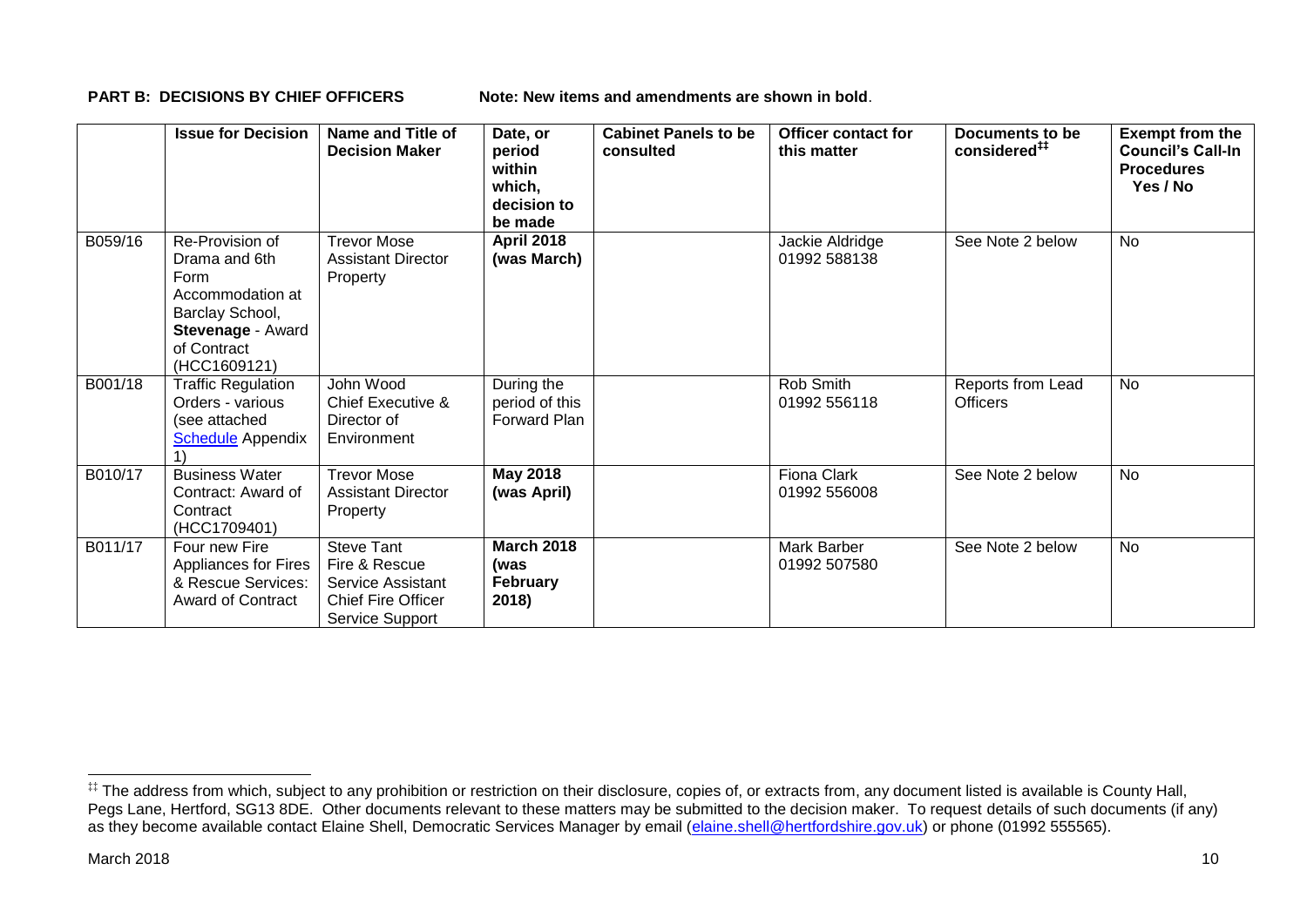**PART B: DECISIONS BY CHIEF OFFICERS** Note: New items and amendments are shown in **bold**.

| | Issue for Decision | Name and Title of Decision Maker | Date, or period within which, decision to be made | Cabinet Panels to be consulted | Officer contact for this matter | Documents to be considered[‡‡] | Exempt from the Council's Call-In Procedures Yes / No |
|---|---|---|---|---|---|---|---|
| B059/16 | Re-Provision of Drama and 6th Form Accommodation at Barclay School, **Stevenage** - Award of Contract (HCC1609121) | Trevor Mose Assistant Director Property | **April 2018 (was March)** | | Jackie Aldridge 01992 588138 | See Note 2 below | No |
| B001/18 | Traffic Regulation Orders - various (see attached Schedule Appendix 1) | John Wood Chief Executive & Director of Environment | During the period of this Forward Plan | | Rob Smith 01992 556118 | Reports from Lead Officers | No |
| B010/17 | Business Water Contract: Award of Contract (HCC1709401) | Trevor Mose Assistant Director Property | **May 2018 (was April)** | | Fiona Clark 01992 556008 | See Note 2 below | No |
| B011/17 | Four new Fire Appliances for Fires & Rescue Services: Award of Contract | Steve Tant Fire & Rescue Service Assistant Chief Fire Officer Service Support | **March 2018 (was February 2018)** | | Mark Barber 01992 507580 | See Note 2 below | No |

[‡‡] The address from which, subject to any prohibition or restriction on their disclosure, copies of, or extracts from, any document listed is available is County Hall, Pegs Lane, Hertford, SG13 8DE. Other documents relevant to these matters may be submitted to the decision maker. To request details of such documents (if any) as they become available contact Elaine Shell, Democratic Services Manager by email (elaine.shell@hertfordshire.gov.uk) or phone (01992 555565).

March 2018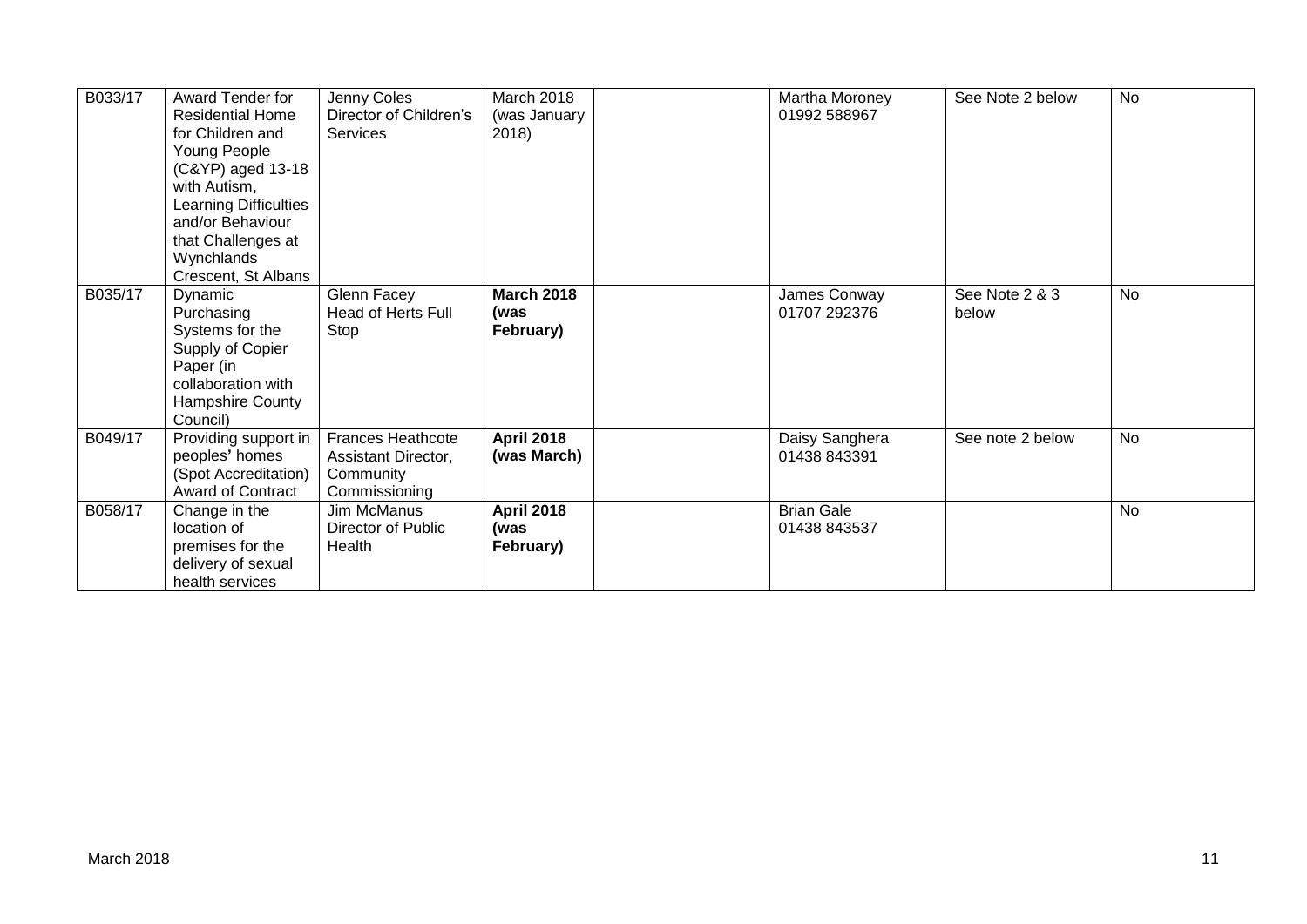| | | | | | | | |
|---|---|---|---|---|---|---|---|
| B033/17 | Award Tender for Residential Home for Children and Young People (C&YP) aged 13-18 with Autism, Learning Difficulties and/or Behaviour that Challenges at Wynchlands Crescent, St Albans | Jenny Coles Director of Children's Services | March 2018 (was January 2018) | | Martha Moroney 01992 588967 | See Note 2 below | No |
| B035/17 | Dynamic Purchasing Systems for the Supply of Copier Paper (in collaboration with Hampshire County Council) | Glenn Facey Head of Herts Full Stop | **March 2018 (was February)** | | James Conway 01707 292376 | See Note 2 & 3 below | No |
| B049/17 | Providing support in peoples' homes (Spot Accreditation) Award of Contract | Frances Heathcote Assistant Director, Community Commissioning | **April 2018 (was March)** | | Daisy Sanghera 01438 843391 | See note 2 below | No |
| B058/17 | Change in the location of premises for the delivery of sexual health services | Jim McManus Director of Public Health | **April 2018 (was February)** | | Brian Gale 01438 843537 | | No |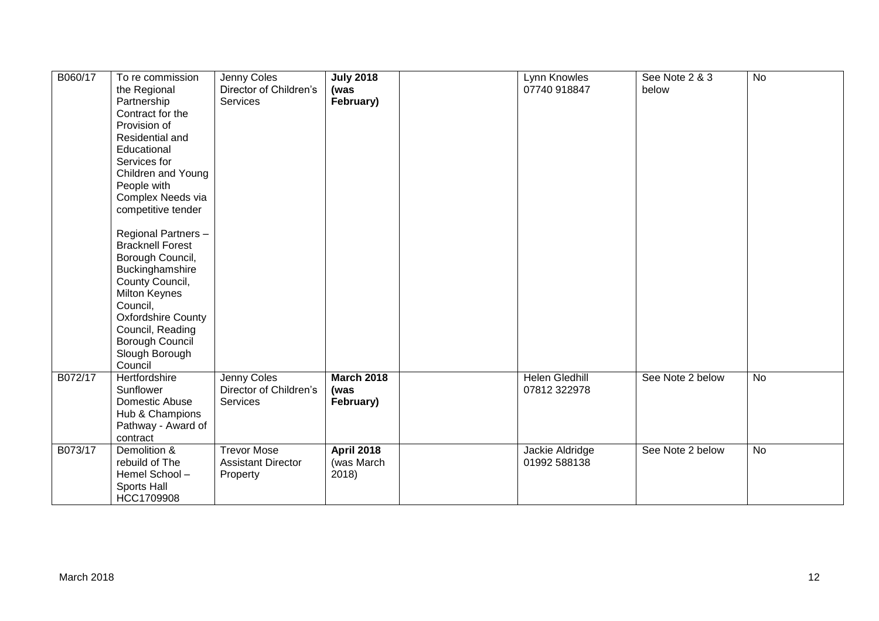| B060/17 | To re commission the Regional Partnership Contract for the Provision of Residential and Educational Services for Children and Young People with Complex Needs via competitive tender<br><br>Regional Partners – Bracknell Forest Borough Council, Buckinghamshire County Council, Milton Keynes Council, Oxfordshire County Council, Reading Borough Council Slough Borough Council | Jenny Coles Director of Children's Services | **July 2018 (was February)** | | Lynn Knowles 07740 918847 | See Note 2 & 3 below | No |
|---|---|---|---|---|---|---|---|
| B072/17 | Hertfordshire Sunflower Domestic Abuse Hub & Champions Pathway - Award of contract | Jenny Coles Director of Children's Services | **March 2018 (was February)** | | Helen Gledhill 07812 322978 | See Note 2 below | No |
| B073/17 | Demolition & rebuild of The Hemel School – Sports Hall HCC1709908 | Trevor Mose Assistant Director Property | **April 2018** (was March 2018) | | Jackie Aldridge 01992 588138 | See Note 2 below | No |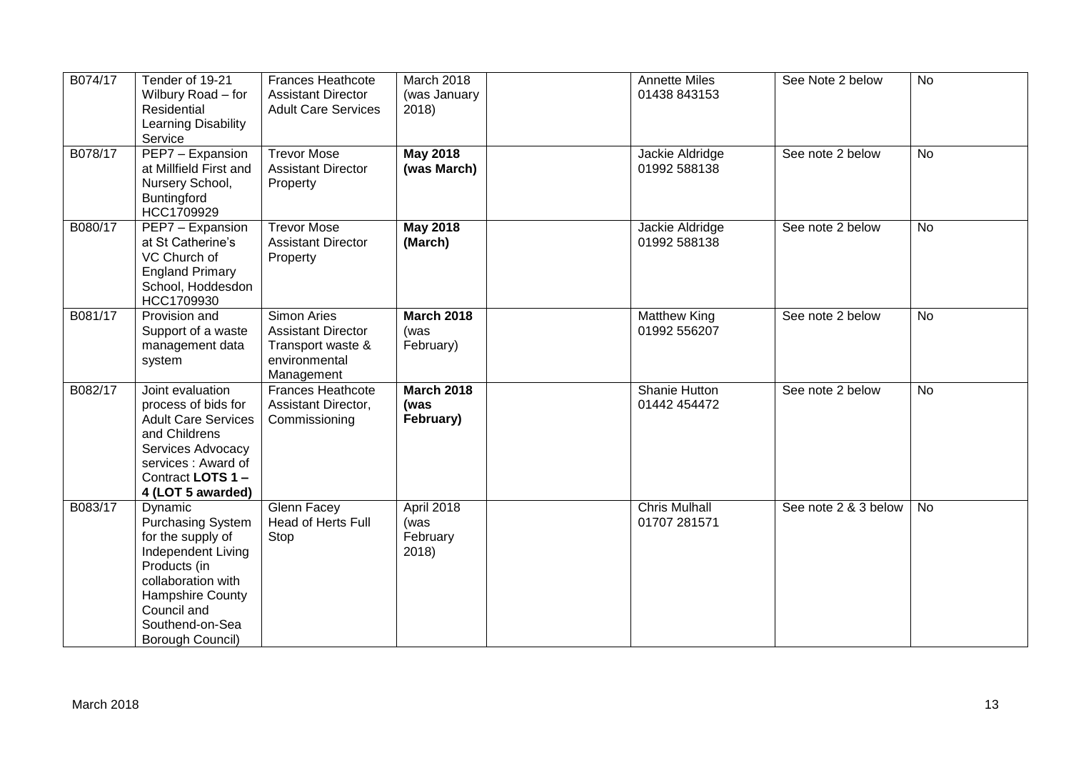| B074/17 | Tender of 19-21 Wilbury Road – for Residential Learning Disability Service | Frances Heathcote Assistant Director Adult Care Services | March 2018 (was January 2018) | | Annette Miles 01438 843153 | See Note 2 below | No |
|---|---|---|---|---|---|---|---|
| B078/17 | PEP7 – Expansion at Millfield First and Nursery School, Buntingford HCC1709929 | Trevor Mose Assistant Director Property | **May 2018 (was March)** | | Jackie Aldridge 01992 588138 | See note 2 below | No |
| B080/17 | PEP7 – Expansion at St Catherine's VC Church of England Primary School, Hoddesdon HCC1709930 | Trevor Mose Assistant Director Property | **May 2018 (March)** | | Jackie Aldridge 01992 588138 | See note 2 below | No |
| B081/17 | Provision and Support of a waste management data system | Simon Aries Assistant Director Transport waste & environmental Management | **March 2018** (was February) | | Matthew King 01992 556207 | See note 2 below | No |
| B082/17 | Joint evaluation process of bids for Adult Care Services and Childrens Services Advocacy services : Award of Contract **LOTS 1 – 4 (LOT 5 awarded)** | Frances Heathcote Assistant Director, Commissioning | **March 2018 (was February)** | | Shanie Hutton 01442 454472 | See note 2 below | No |
| B083/17 | Dynamic Purchasing System for the supply of Independent Living Products (in collaboration with Hampshire County Council and Southend-on-Sea Borough Council) | Glenn Facey Head of Herts Full Stop | April 2018 (was February 2018) | | Chris Mulhall 01707 281571 | See note 2 & 3 below | No |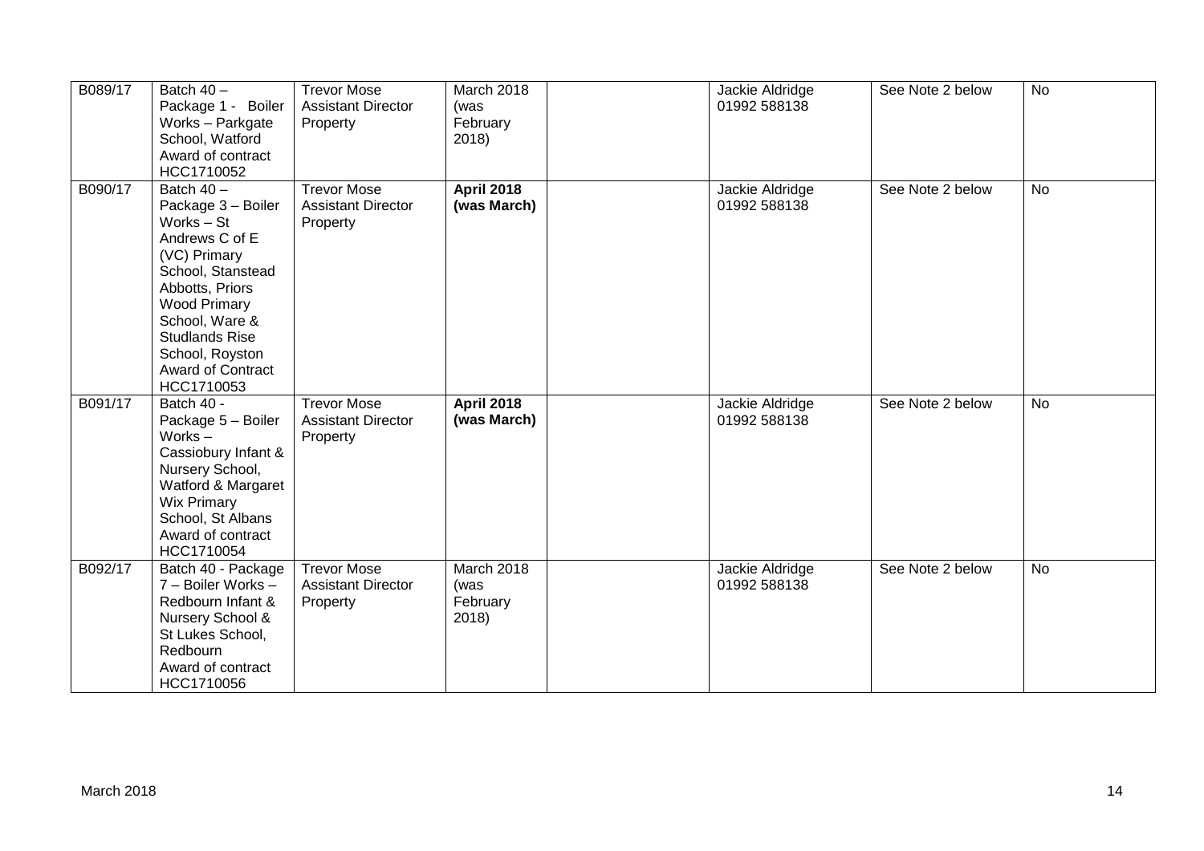| B089/17 | Batch 40 – Package 1 - Boiler Works – Parkgate School, Watford Award of contract HCC1710052 | Trevor Mose Assistant Director Property | March 2018 (was February 2018) | | Jackie Aldridge 01992 588138 | See Note 2 below | No |
|---|---|---|---|---|---|---|---|
| B090/17 | Batch 40 – Package 3 – Boiler Works – St Andrews C of E (VC) Primary School, Stanstead Abbotts, Priors Wood Primary School, Ware & Studlands Rise School, Royston Award of Contract HCC1710053 | Trevor Mose Assistant Director Property | **April 2018 (was March)** | | Jackie Aldridge 01992 588138 | See Note 2 below | No |
| B091/17 | Batch 40 - Package 5 – Boiler Works – Cassiobury Infant & Nursery School, Watford & Margaret Wix Primary School, St Albans Award of contract HCC1710054 | Trevor Mose Assistant Director Property | **April 2018 (was March)** | | Jackie Aldridge 01992 588138 | See Note 2 below | No |
| B092/17 | Batch 40 - Package 7 – Boiler Works – Redbourn Infant & Nursery School & St Lukes School, Redbourn Award of contract HCC1710056 | Trevor Mose Assistant Director Property | March 2018 (was February 2018) | | Jackie Aldridge 01992 588138 | See Note 2 below | No |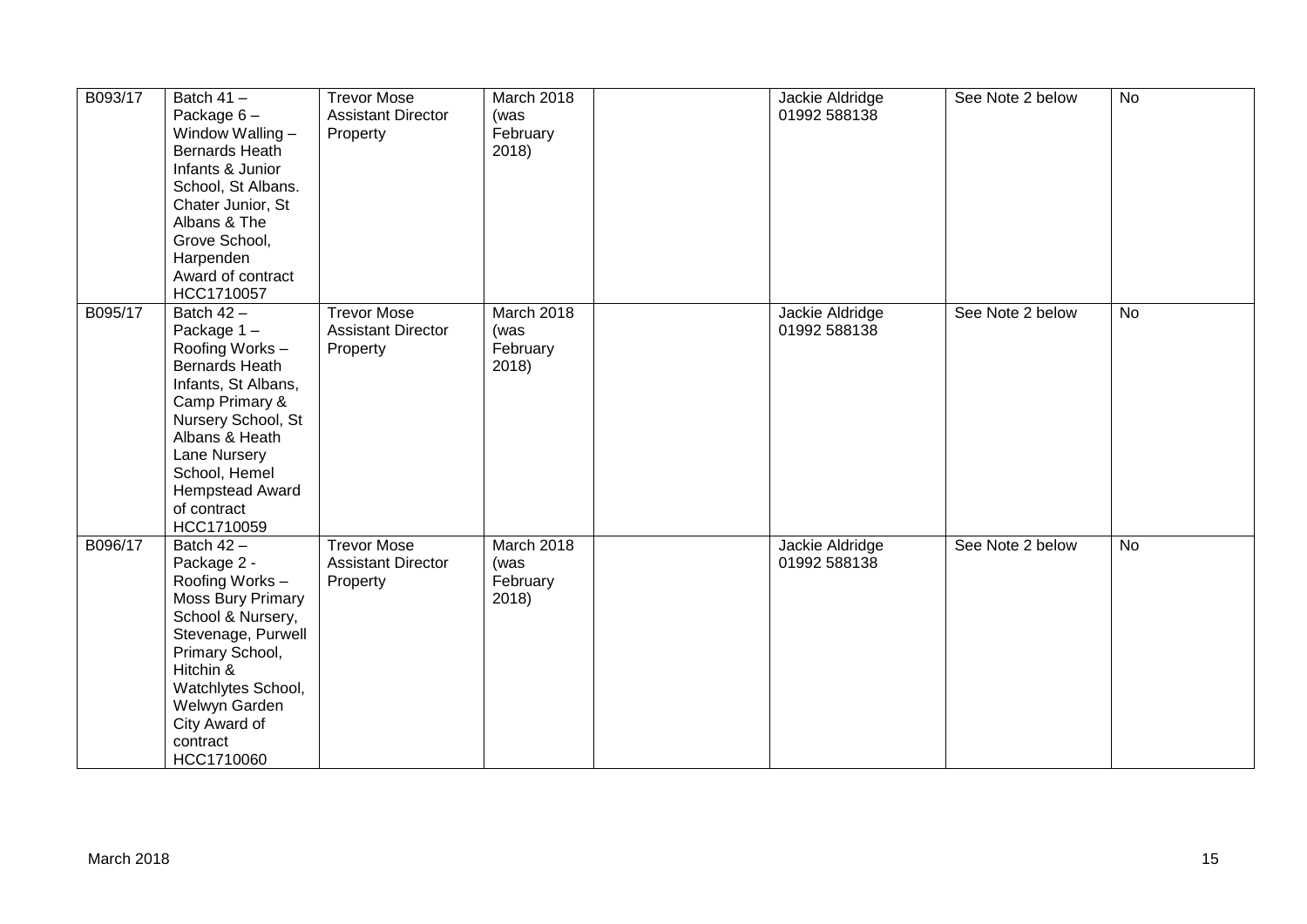| B093/17 | Batch 41 – Package 6 – Window Walling – Bernards Heath Infants & Junior School, St Albans. Chater Junior, St Albans & The Grove School, Harpenden Award of contract HCC1710057 | Trevor Mose Assistant Director Property | March 2018 (was February 2018) | | Jackie Aldridge 01992 588138 | See Note 2 below | No |
|---|---|---|---|---|---|---|---|
| B095/17 | Batch 42 – Package 1 – Roofing Works – Bernards Heath Infants, St Albans, Camp Primary & Nursery School, St Albans & Heath Lane Nursery School, Hemel Hempstead Award of contract HCC1710059 | Trevor Mose Assistant Director Property | March 2018 (was February 2018) | | Jackie Aldridge 01992 588138 | See Note 2 below | No |
| B096/17 | Batch 42 – Package 2 - Roofing Works – Moss Bury Primary School & Nursery, Stevenage, Purwell Primary School, Hitchin & Watchlytes School, Welwyn Garden City Award of contract HCC1710060 | Trevor Mose Assistant Director Property | March 2018 (was February 2018) | | Jackie Aldridge 01992 588138 | See Note 2 below | No |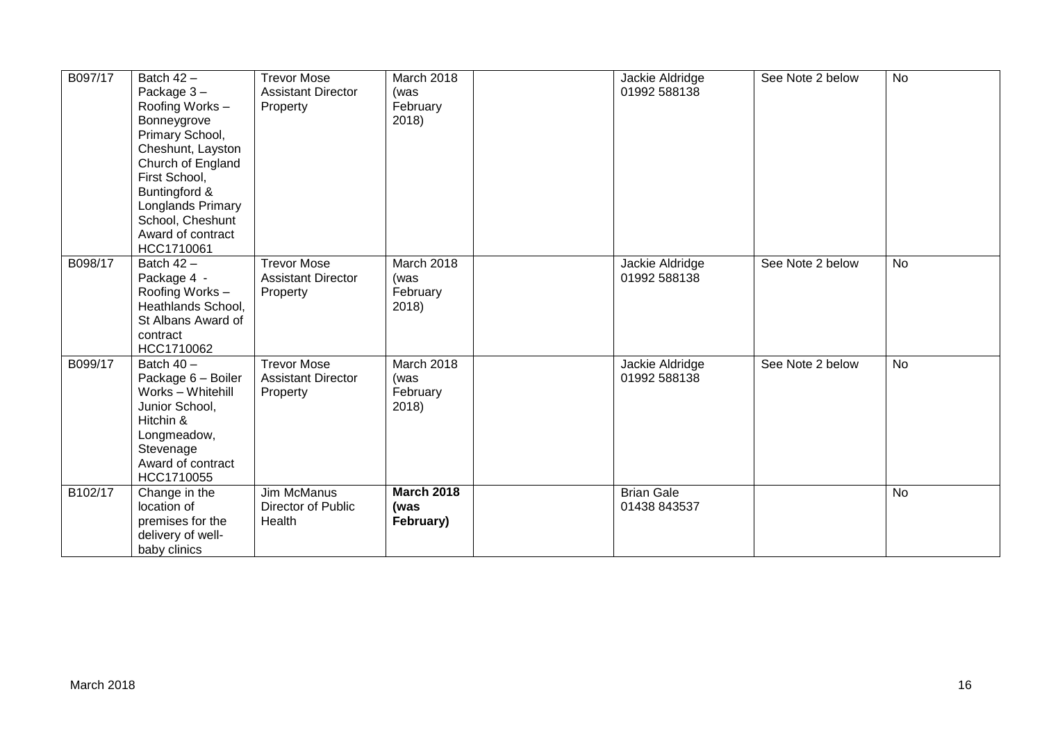| | | | | | | | |
|---|---|---|---|---|---|---|---|
| B097/17 | Batch 42 – Package 3 – Roofing Works – Bonneygrove Primary School, Cheshunt, Layston Church of England First School, Buntingford & Longlands Primary School, Cheshunt Award of contract HCC1710061 | Trevor Mose Assistant Director Property | March 2018 (was February 2018) | | Jackie Aldridge 01992 588138 | See Note 2 below | No |
| B098/17 | Batch 42 – Package 4 - Roofing Works – Heathlands School, St Albans Award of contract HCC1710062 | Trevor Mose Assistant Director Property | March 2018 (was February 2018) | | Jackie Aldridge 01992 588138 | See Note 2 below | No |
| B099/17 | Batch 40 – Package 6 – Boiler Works – Whitehill Junior School, Hitchin & Longmeadow, Stevenage Award of contract HCC1710055 | Trevor Mose Assistant Director Property | March 2018 (was February 2018) | | Jackie Aldridge 01992 588138 | See Note 2 below | No |
| B102/17 | Change in the location of premises for the delivery of well-baby clinics | Jim McManus Director of Public Health | **March 2018 (was February)** | | Brian Gale 01438 843537 | | No |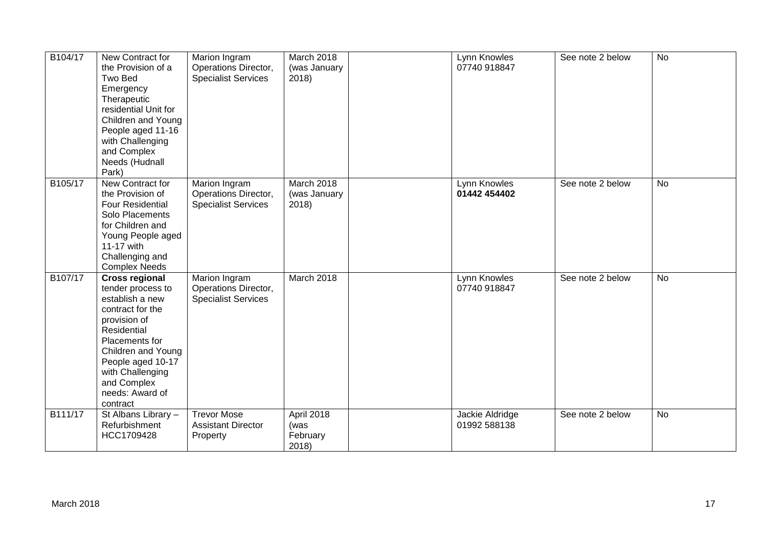| | | | | | | | |
|---|---|---|---|---|---|---|---|
| B104/17 | New Contract for the Provision of a Two Bed Emergency Therapeutic residential Unit for Children and Young People aged 11-16 with Challenging and Complex Needs (Hudnall Park) | Marion Ingram Operations Director, Specialist Services | March 2018 (was January 2018) | | Lynn Knowles 07740 918847 | See note 2 below | No |
| B105/17 | New Contract for the Provision of Four Residential Solo Placements for Children and Young People aged 11-17 with Challenging and Complex Needs | Marion Ingram Operations Director, Specialist Services | March 2018 (was January 2018) | | Lynn Knowles **01442 454402** | See note 2 below | No |
| B107/17 | **Cross regional** tender process to establish a new contract for the provision of Residential Placements for Children and Young People aged 10-17 with Challenging and Complex needs: Award of contract | Marion Ingram Operations Director, Specialist Services | March 2018 | | Lynn Knowles 07740 918847 | See note 2 below | No |
| B111/17 | St Albans Library – Refurbishment HCC1709428 | Trevor Mose Assistant Director Property | April 2018 (was February 2018) | | Jackie Aldridge 01992 588138 | See note 2 below | No |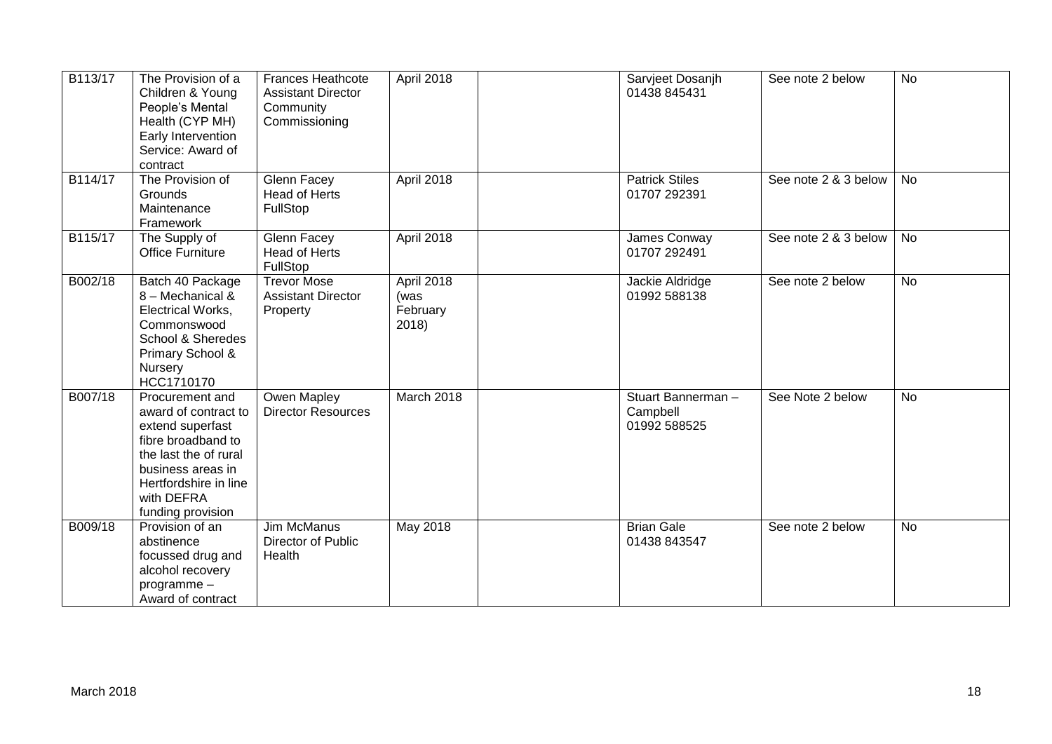| | | | | | | | |
|---|---|---|---|---|---|---|---|
| B113/17 | The Provision of a Children & Young People's Mental Health (CYP MH) Early Intervention Service: Award of contract | Frances Heathcote Assistant Director Community Commissioning | April 2018 | | Sarvjeet Dosanjh 01438 845431 | See note 2 below | No |
| B114/17 | The Provision of Grounds Maintenance Framework | Glenn Facey Head of Herts FullStop | April 2018 | | Patrick Stiles 01707 292391 | See note 2 & 3 below | No |
| B115/17 | The Supply of Office Furniture | Glenn Facey Head of Herts FullStop | April 2018 | | James Conway 01707 292491 | See note 2 & 3 below | No |
| B002/18 | Batch 40 Package 8 – Mechanical & Electrical Works, Commonswood School & Sheredes Primary School & Nursery HCC1710170 | Trevor Mose Assistant Director Property | April 2018 (was February 2018) | | Jackie Aldridge 01992 588138 | See note 2 below | No |
| B007/18 | Procurement and award of contract to extend superfast fibre broadband to the last the of rural business areas in Hertfordshire in line with DEFRA funding provision | Owen Mapley Director Resources | March 2018 | | Stuart Bannerman – Campbell 01992 588525 | See Note 2 below | No |
| B009/18 | Provision of an abstinence focussed drug and alcohol recovery programme – Award of contract | Jim McManus Director of Public Health | May 2018 | | Brian Gale 01438 843547 | See note 2 below | No |

March 2018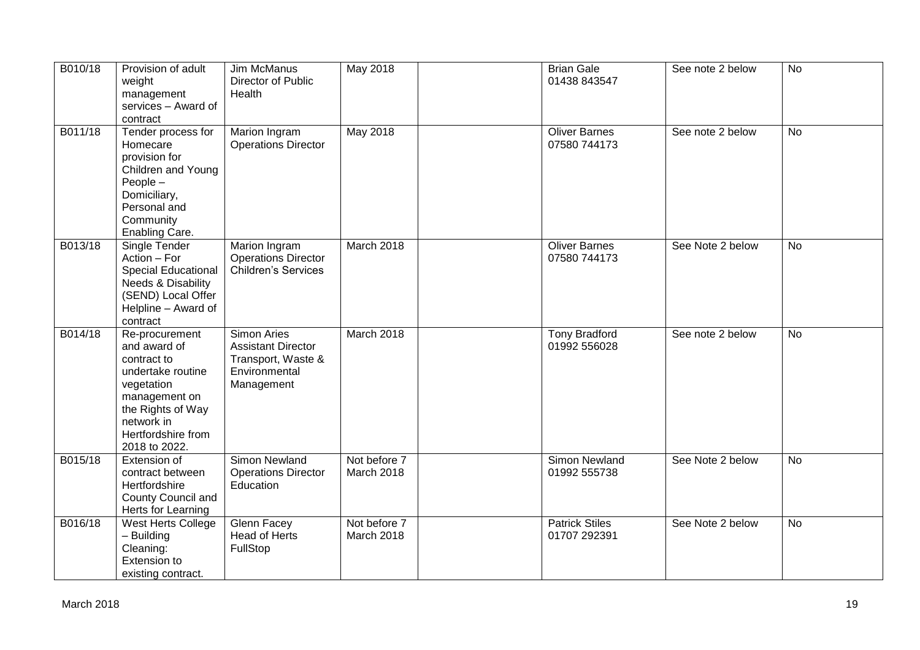| B010/18 | Provision of adult weight management services – Award of contract | Jim McManus Director of Public Health | May 2018 | | Brian Gale 01438 843547 | See note 2 below | No |
|---|---|---|---|---|---|---|---|
| B011/18 | Tender process for Homecare provision for Children and Young People – Domiciliary, Personal and Community Enabling Care. | Marion Ingram Operations Director | May 2018 | | Oliver Barnes 07580 744173 | See note 2 below | No |
| B013/18 | Single Tender Action – For Special Educational Needs & Disability (SEND) Local Offer Helpline – Award of contract | Marion Ingram Operations Director Children's Services | March 2018 | | Oliver Barnes 07580 744173 | See Note 2 below | No |
| B014/18 | Re-procurement and award of contract to undertake routine vegetation management on the Rights of Way network in Hertfordshire from 2018 to 2022. | Simon Aries Assistant Director Transport, Waste & Environmental Management | March 2018 | | Tony Bradford 01992 556028 | See note 2 below | No |
| B015/18 | Extension of contract between Hertfordshire County Council and Herts for Learning | Simon Newland Operations Director Education | Not before 7 March 2018 | | Simon Newland 01992 555738 | See Note 2 below | No |
| B016/18 | West Herts College – Building Cleaning: Extension to existing contract. | Glenn Facey Head of Herts FullStop | Not before 7 March 2018 | | Patrick Stiles 01707 292391 | See Note 2 below | No |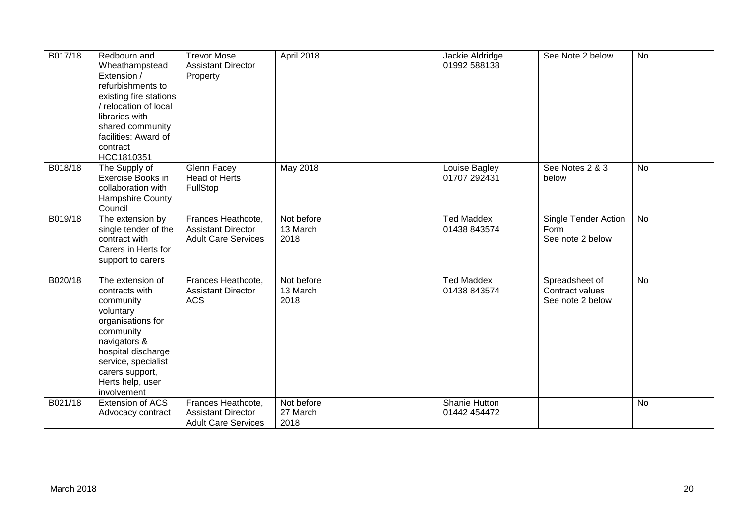| B017/18 | Redbourn and Wheathampstead Extension / refurbishments to existing fire stations / relocation of local libraries with shared community facilities: Award of contract HCC1810351 | Trevor Mose Assistant Director Property | April 2018 | | Jackie Aldridge 01992 588138 | See Note 2 below | No |
|---|---|---|---|---|---|---|---|
| B018/18 | The Supply of Exercise Books in collaboration with Hampshire County Council | Glenn Facey Head of Herts FullStop | May 2018 | | Louise Bagley 01707 292431 | See Notes 2 & 3 below | No |
| B019/18 | The extension by single tender of the contract with Carers in Herts for support to carers | Frances Heathcote, Assistant Director Adult Care Services | Not before 13 March 2018 | | Ted Maddex 01438 843574 | Single Tender Action Form See note 2 below | No |
| B020/18 | The extension of contracts with community voluntary organisations for community navigators & hospital discharge service, specialist carers support, Herts help, user involvement | Frances Heathcote, Assistant Director ACS | Not before 13 March 2018 | | Ted Maddex 01438 843574 | Spreadsheet of Contract values See note 2 below | No |
| B021/18 | Extension of ACS Advocacy contract | Frances Heathcote, Assistant Director Adult Care Services | Not before 27 March 2018 | | Shanie Hutton 01442 454472 | | No |

March 2018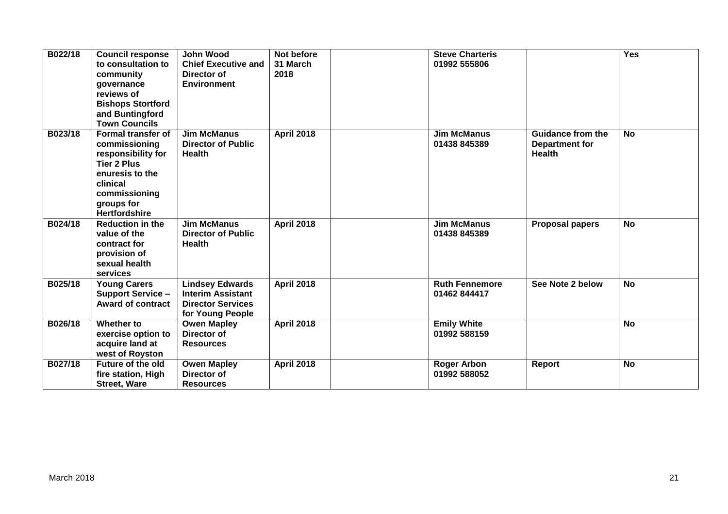| B022/18 | **Council response to consultation to community governance reviews of Bishops Stortford and Buntingford Town Councils** | **John Wood Chief Executive and Director of Environment** | **Not before 31 March 2018** | | **Steve Charteris 01992 555806** | | **Yes** |
|---|---|---|---|---|---|---|---|
| **B023/18** | **Formal transfer of commissioning responsibility for Tier 2 Plus enuresis to the clinical commissioning groups for Hertfordshire** | **Jim McManus Director of Public Health** | **April 2018** | | **Jim McManus 01438 845389** | **Guidance from the Department for Health** | **No** |
| **B024/18** | **Reduction in the value of the contract for provision of sexual health services** | **Jim McManus Director of Public Health** | **April 2018** | | **Jim McManus 01438 845389** | **Proposal papers** | **No** |
| **B025/18** | **Young Carers Support Service – Award of contract** | **Lindsey Edwards Interim Assistant Director Services for Young People** | **April 2018** | | **Ruth Fennemore 01462 844417** | **See Note 2 below** | **No** |
| **B026/18** | **Whether to exercise option to acquire land at west of Royston** | **Owen Mapley Director of Resources** | **April 2018** | | **Emily White 01992 588159** | | **No** |
| **B027/18** | **Future of the old fire station, High Street, Ware** | **Owen Mapley Director of Resources** | **April 2018** | | **Roger Arbon 01992 588052** | **Report** | **No** |

March 2018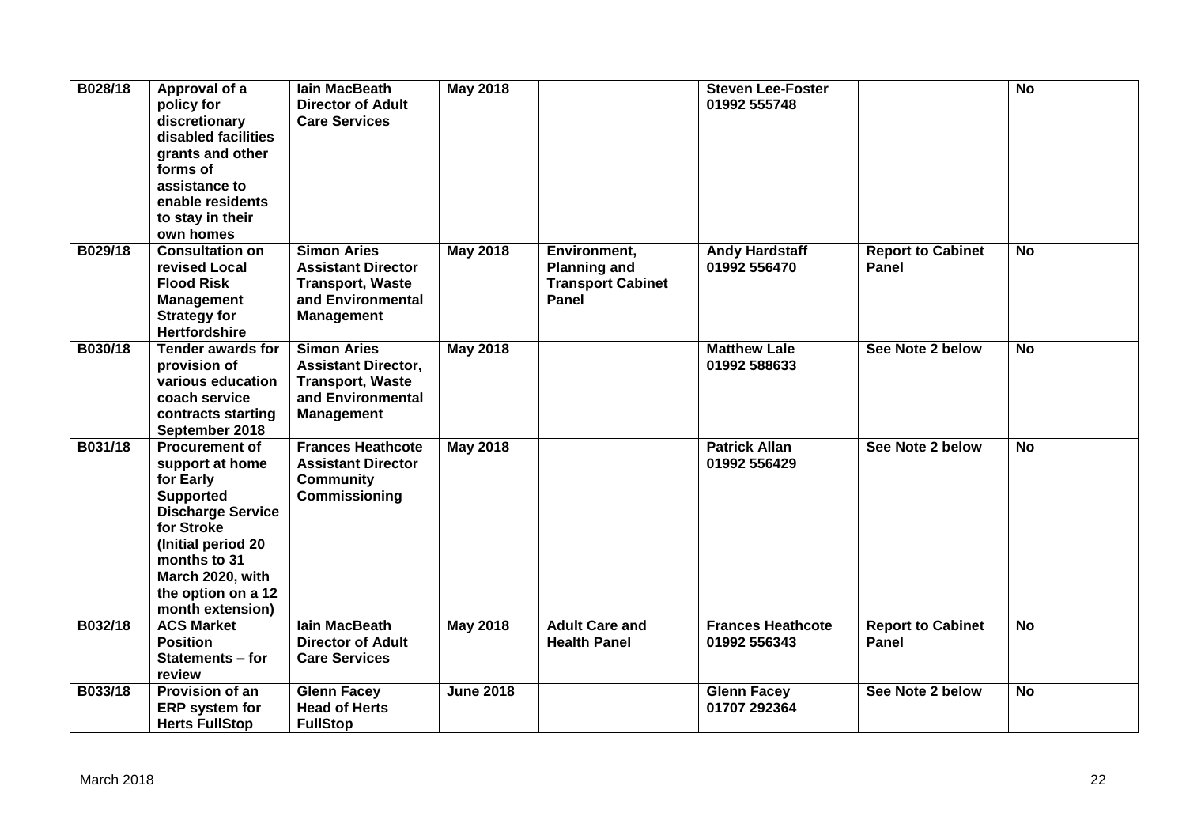| B028/18 | Approval of a policy for discretionary disabled facilities grants and other forms of assistance to enable residents to stay in their own homes | Iain MacBeath Director of Adult Care Services | May 2018 | | Steven Lee-Foster 01992 555748 | | No |
|---|---|---|---|---|---|---|---|
| B029/18 | Consultation on revised Local Flood Risk Management Strategy for Hertfordshire | Simon Aries Assistant Director Transport, Waste and Environmental Management | May 2018 | Environment, Planning and Transport Cabinet Panel | Andy Hardstaff 01992 556470 | Report to Cabinet Panel | No |
| B030/18 | Tender awards for provision of various education coach service contracts starting September 2018 | Simon Aries Assistant Director, Transport, Waste and Environmental Management | May 2018 | | Matthew Lale 01992 588633 | See Note 2 below | No |
| B031/18 | Procurement of support at home for Early Supported Discharge Service for Stroke (Initial period 20 months to 31 March 2020, with the option on a 12 month extension) | Frances Heathcote Assistant Director Community Commissioning | May 2018 | | Patrick Allan 01992 556429 | See Note 2 below | No |
| B032/18 | ACS Market Position Statements – for review | Iain MacBeath Director of Adult Care Services | May 2018 | Adult Care and Health Panel | Frances Heathcote 01992 556343 | Report to Cabinet Panel | No |
| B033/18 | Provision of an ERP system for Herts FullStop | Glenn Facey Head of Herts FullStop | June 2018 | | Glenn Facey 01707 292364 | See Note 2 below | No |

March 2018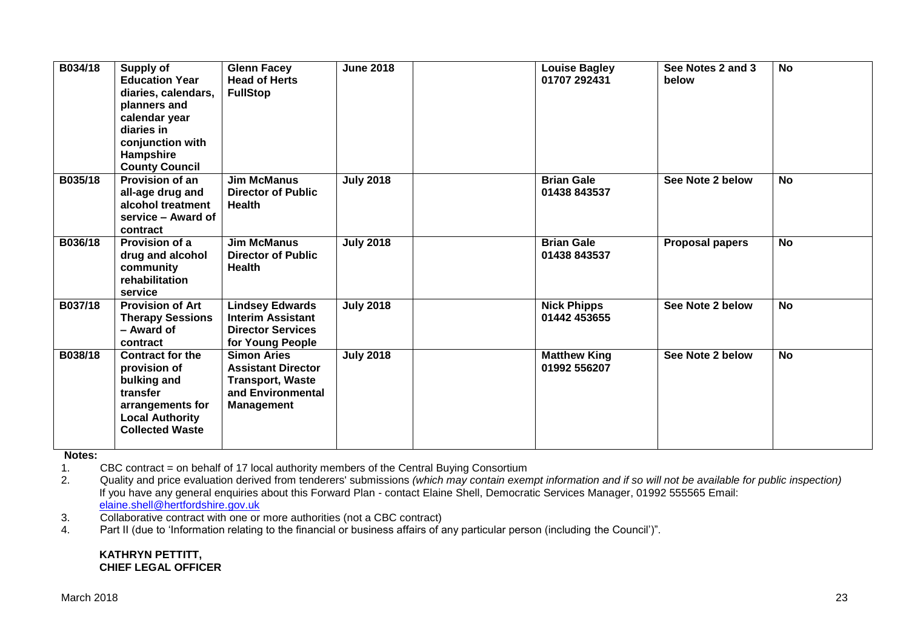| B034/18 | Supply of Education Year diaries, calendars, planners and calendar year diaries in conjunction with Hampshire County Council | Glenn Facey Head of Herts FullStop | June 2018 | | Louise Bagley 01707 292431 | See Notes 2 and 3 below | No |
|---|---|---|---|---|---|---|---|
| B035/18 | Provision of an all-age drug and alcohol treatment service – Award of contract | Jim McManus Director of Public Health | July 2018 | | Brian Gale 01438 843537 | See Note 2 below | No |
| B036/18 | Provision of a drug and alcohol community rehabilitation service | Jim McManus Director of Public Health | July 2018 | | Brian Gale 01438 843537 | Proposal papers | No |
| B037/18 | Provision of Art Therapy Sessions – Award of contract | Lindsey Edwards Interim Assistant Director Services for Young People | July 2018 | | Nick Phipps 01442 453655 | See Note 2 below | No |
| B038/18 | Contract for the provision of bulking and transfer arrangements for Local Authority Collected Waste | Simon Aries Assistant Director Transport, Waste and Environmental Management | July 2018 | | Matthew King 01992 556207 | See Note 2 below | No |

**Notes:**

1. CBC contract = on behalf of 17 local authority members of the Central Buying Consortium
2. Quality and price evaluation derived from tenderers' submissions *(which may contain exempt information and if so will not be available for public inspection)*
   If you have any general enquiries about this Forward Plan - contact Elaine Shell, Democratic Services Manager, 01992 555565 Email: elaine.shell@hertfordshire.gov.uk
3. Collaborative contract with one or more authorities (not a CBC contract)
4. Part II (due to 'Information relating to the financial or business affairs of any particular person (including the Council')".

**KATHRYN PETTITT,**
**CHIEF LEGAL OFFICER**

March 2018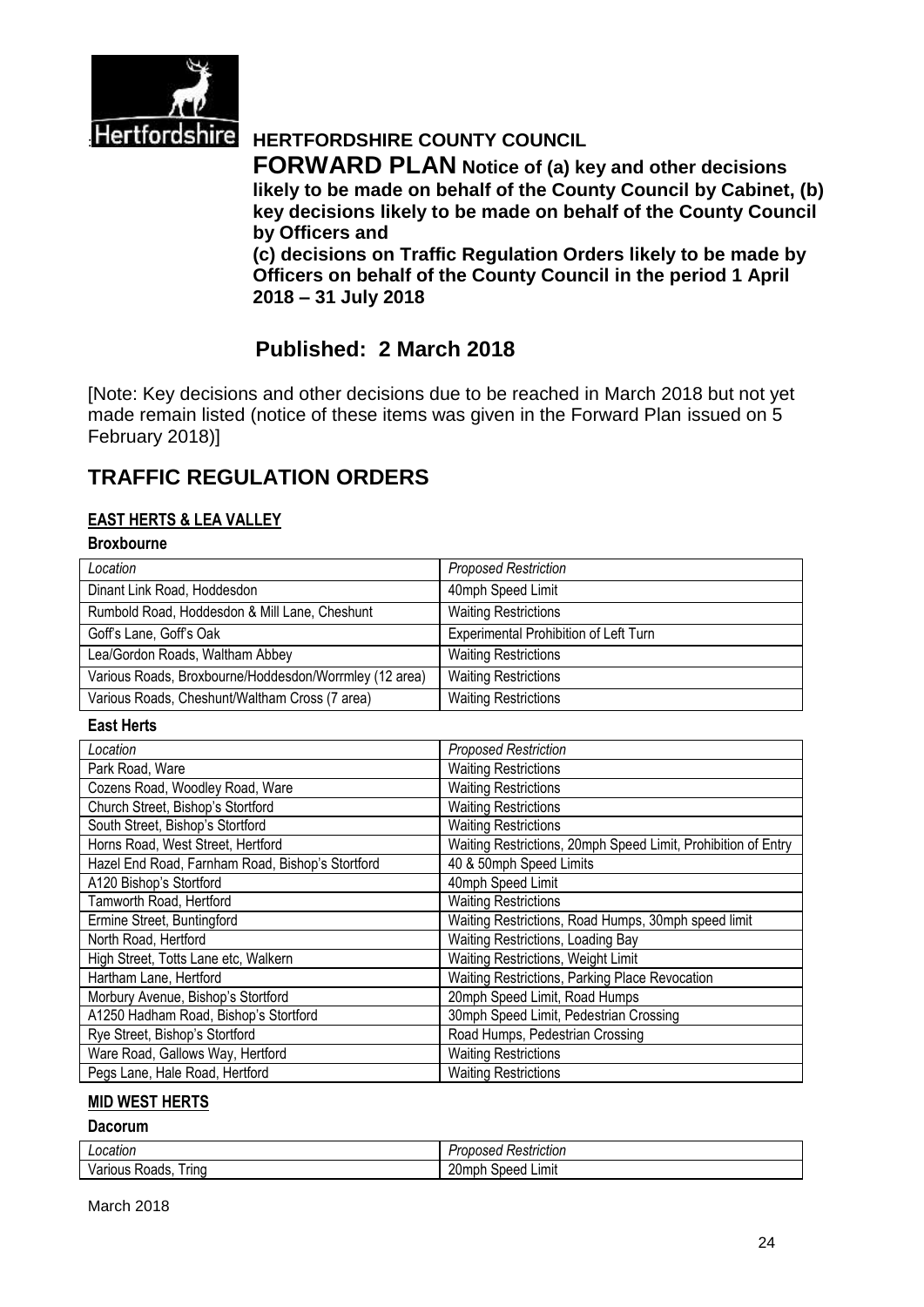Hertfordshire

**HERTFORDSHIRE COUNTY COUNCIL**

**FORWARD PLAN Notice of (a) key and other decisions likely to be made on behalf of the County Council by Cabinet, (b) key decisions likely to be made on behalf of the County Council by Officers and**
**(c) decisions on Traffic Regulation Orders likely to be made by Officers on behalf of the County Council in the period 1 April 2018 – 31 July 2018**

## Published: 2 March 2018

[Note: Key decisions and other decisions due to be reached in March 2018 but not yet made remain listed (notice of these items was given in the Forward Plan issued on 5 February 2018)]

# TRAFFIC REGULATION ORDERS

## EAST HERTS & LEA VALLEY

### Broxbourne

| *Location* | *Proposed Restriction* |
|---|---|
| Dinant Link Road, Hoddesdon | 40mph Speed Limit |
| Rumbold Road, Hoddesdon & Mill Lane, Cheshunt | Waiting Restrictions |
| Goff's Lane, Goff's Oak | Experimental Prohibition of Left Turn |
| Lea/Gordon Roads, Waltham Abbey | Waiting Restrictions |
| Various Roads, Broxbourne/Hoddesdon/Worrmley (12 area) | Waiting Restrictions |
| Various Roads, Cheshunt/Waltham Cross (7 area) | Waiting Restrictions |

### East Herts

| *Location* | *Proposed Restriction* |
|---|---|
| Park Road, Ware | Waiting Restrictions |
| Cozens Road, Woodley Road, Ware | Waiting Restrictions |
| Church Street, Bishop's Stortford | Waiting Restrictions |
| South Street, Bishop's Stortford | Waiting Restrictions |
| Horns Road, West Street, Hertford | Waiting Restrictions, 20mph Speed Limit, Prohibition of Entry |
| Hazel End Road, Farnham Road, Bishop's Stortford | 40 & 50mph Speed Limits |
| A120 Bishop's Stortford | 40mph Speed Limit |
| Tamworth Road, Hertford | Waiting Restrictions |
| Ermine Street, Buntingford | Waiting Restrictions, Road Humps, 30mph speed limit |
| North Road, Hertford | Waiting Restrictions, Loading Bay |
| High Street, Totts Lane etc, Walkern | Waiting Restrictions, Weight Limit |
| Hartham Lane, Hertford | Waiting Restrictions, Parking Place Revocation |
| Morbury Avenue, Bishop's Stortford | 20mph Speed Limit, Road Humps |
| A1250 Hadham Road, Bishop's Stortford | 30mph Speed Limit, Pedestrian Crossing |
| Rye Street, Bishop's Stortford | Road Humps, Pedestrian Crossing |
| Ware Road, Gallows Way, Hertford | Waiting Restrictions |
| Pegs Lane, Hale Road, Hertford | Waiting Restrictions |

## MID WEST HERTS

### Dacorum

| *Location* | *Proposed Restriction* |
|---|---|
| Various Roads, Tring | 20mph Speed Limit |

March 2018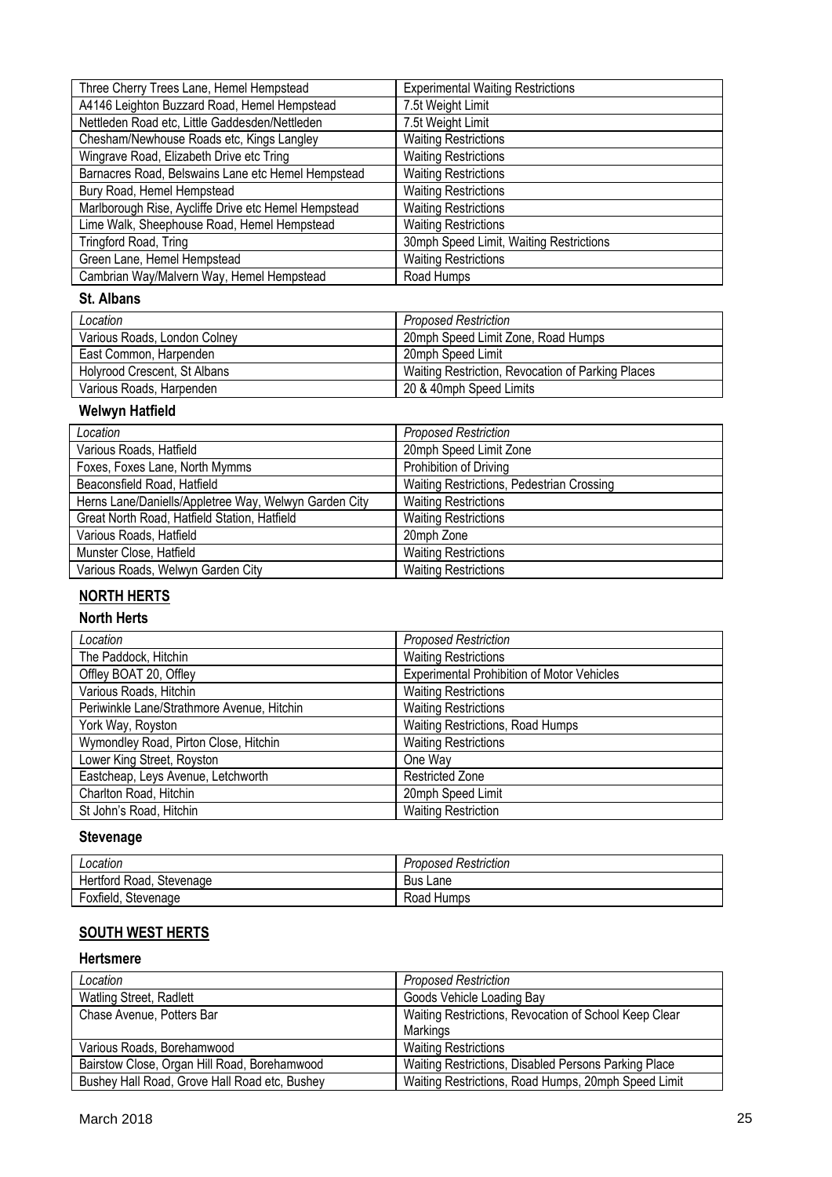| | |
|---|---|
| Three Cherry Trees Lane, Hemel Hempstead | Experimental Waiting Restrictions |
| A4146 Leighton Buzzard Road, Hemel Hempstead | 7.5t Weight Limit |
| Nettleden Road etc, Little Gaddesden/Nettleden | 7.5t Weight Limit |
| Chesham/Newhouse Roads etc, Kings Langley | Waiting Restrictions |
| Wingrave Road, Elizabeth Drive etc Tring | Waiting Restrictions |
| Barnacres Road, Belswains Lane etc Hemel Hempstead | Waiting Restrictions |
| Bury Road, Hemel Hempstead | Waiting Restrictions |
| Marlborough Rise, Aycliffe Drive etc Hemel Hempstead | Waiting Restrictions |
| Lime Walk, Sheephouse Road, Hemel Hempstead | Waiting Restrictions |
| Tringford Road, Tring | 30mph Speed Limit, Waiting Restrictions |
| Green Lane, Hemel Hempstead | Waiting Restrictions |
| Cambrian Way/Malvern Way, Hemel Hempstead | Road Humps |

### St. Albans

| *Location* | *Proposed Restriction* |
|---|---|
| Various Roads, London Colney | 20mph Speed Limit Zone, Road Humps |
| East Common, Harpenden | 20mph Speed Limit |
| Holyrood Crescent, St Albans | Waiting Restriction, Revocation of Parking Places |
| Various Roads, Harpenden | 20 & 40mph Speed Limits |

### Welwyn Hatfield

| *Location* | *Proposed Restriction* |
|---|---|
| Various Roads, Hatfield | 20mph Speed Limit Zone |
| Foxes, Foxes Lane, North Mymms | Prohibition of Driving |
| Beaconsfield Road, Hatfield | Waiting Restrictions, Pedestrian Crossing |
| Herns Lane/Daniells/Appletree Way, Welwyn Garden City | Waiting Restrictions |
| Great North Road, Hatfield Station, Hatfield | Waiting Restrictions |
| Various Roads, Hatfield | 20mph Zone |
| Munster Close, Hatfield | Waiting Restrictions |
| Various Roads, Welwyn Garden City | Waiting Restrictions |

## NORTH HERTS

### North Herts

| *Location* | *Proposed Restriction* |
|---|---|
| The Paddock, Hitchin | Waiting Restrictions |
| Offley BOAT 20, Offley | Experimental Prohibition of Motor Vehicles |
| Various Roads, Hitchin | Waiting Restrictions |
| Periwinkle Lane/Strathmore Avenue, Hitchin | Waiting Restrictions |
| York Way, Royston | Waiting Restrictions, Road Humps |
| Wymondley Road, Pirton Close, Hitchin | Waiting Restrictions |
| Lower King Street, Royston | One Way |
| Eastcheap, Leys Avenue, Letchworth | Restricted Zone |
| Charlton Road, Hitchin | 20mph Speed Limit |
| St John's Road, Hitchin | Waiting Restriction |

### Stevenage

| *Location* | *Proposed Restriction* |
|---|---|
| Hertford Road, Stevenage | Bus Lane |
| Foxfield, Stevenage | Road Humps |

## SOUTH WEST HERTS

### Hertsmere

| *Location* | *Proposed Restriction* |
|---|---|
| Watling Street, Radlett | Goods Vehicle Loading Bay |
| Chase Avenue, Potters Bar | Waiting Restrictions, Revocation of School Keep Clear Markings |
| Various Roads, Borehamwood | Waiting Restrictions |
| Bairstow Close, Organ Hill Road, Borehamwood | Waiting Restrictions, Disabled Persons Parking Place |
| Bushey Hall Road, Grove Hall Road etc, Bushey | Waiting Restrictions, Road Humps, 20mph Speed Limit |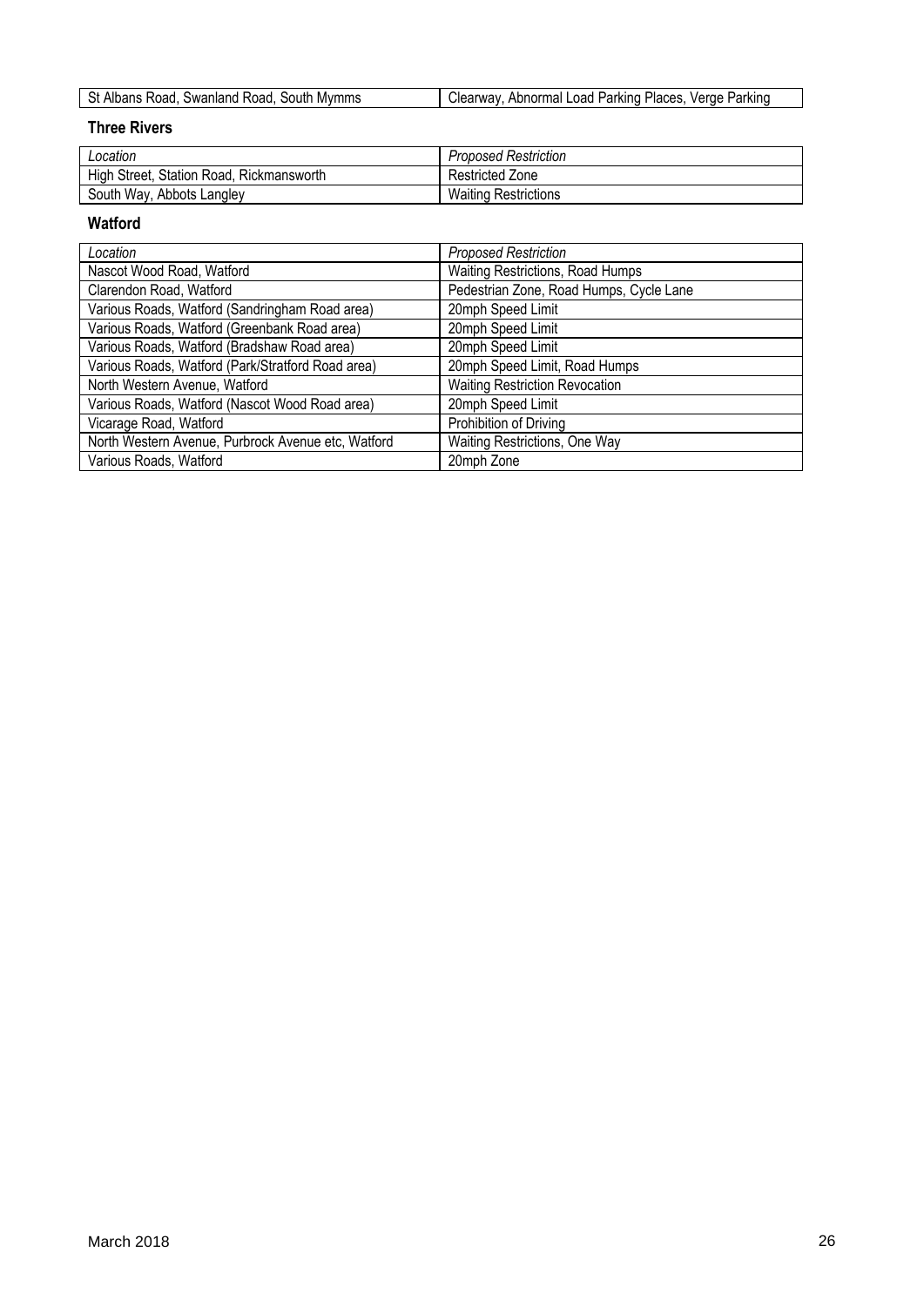| | |
|---|---|
| St Albans Road, Swanland Road, South Mymms | Clearway, Abnormal Load Parking Places, Verge Parking |

### Three Rivers

| *Location* | *Proposed Restriction* |
|---|---|
| High Street, Station Road, Rickmansworth | Restricted Zone |
| South Way, Abbots Langley | Waiting Restrictions |

### Watford

| *Location* | *Proposed Restriction* |
|---|---|
| Nascot Wood Road, Watford | Waiting Restrictions, Road Humps |
| Clarendon Road, Watford | Pedestrian Zone, Road Humps, Cycle Lane |
| Various Roads, Watford (Sandringham Road area) | 20mph Speed Limit |
| Various Roads, Watford (Greenbank Road area) | 20mph Speed Limit |
| Various Roads, Watford (Bradshaw Road area) | 20mph Speed Limit |
| Various Roads, Watford (Park/Stratford Road area) | 20mph Speed Limit, Road Humps |
| North Western Avenue, Watford | Waiting Restriction Revocation |
| Various Roads, Watford (Nascot Wood Road area) | 20mph Speed Limit |
| Vicarage Road, Watford | Prohibition of Driving |
| North Western Avenue, Purbrock Avenue etc, Watford | Waiting Restrictions, One Way |
| Various Roads, Watford | 20mph Zone |

March 2018